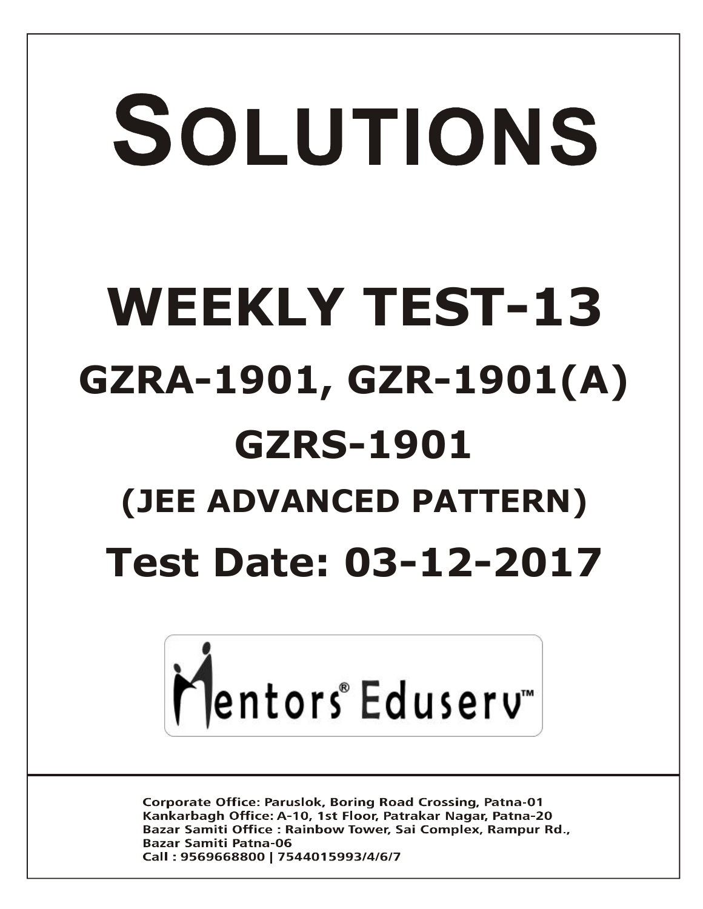# SOLUTIONS

# WEEKLY TEST-13

## GZRA-1901, GZR-1901(A)

## GZRS-1901

### (JEE ADVANCED PATTERN)

## Test Date: 03-12-2017

Mentors® Eduserv™

**Corporate Office: Paruslok, Boring Road Crossing, Patna-01**
**Kankarbagh Office: A-10, 1st Floor, Patrakar Nagar, Patna-20**
**Bazar Samiti Office : Rainbow Tower, Sai Complex, Rampur Rd., Bazar Samiti Patna-06**
**Call : 9569668800 | 7544015993/4/6/7**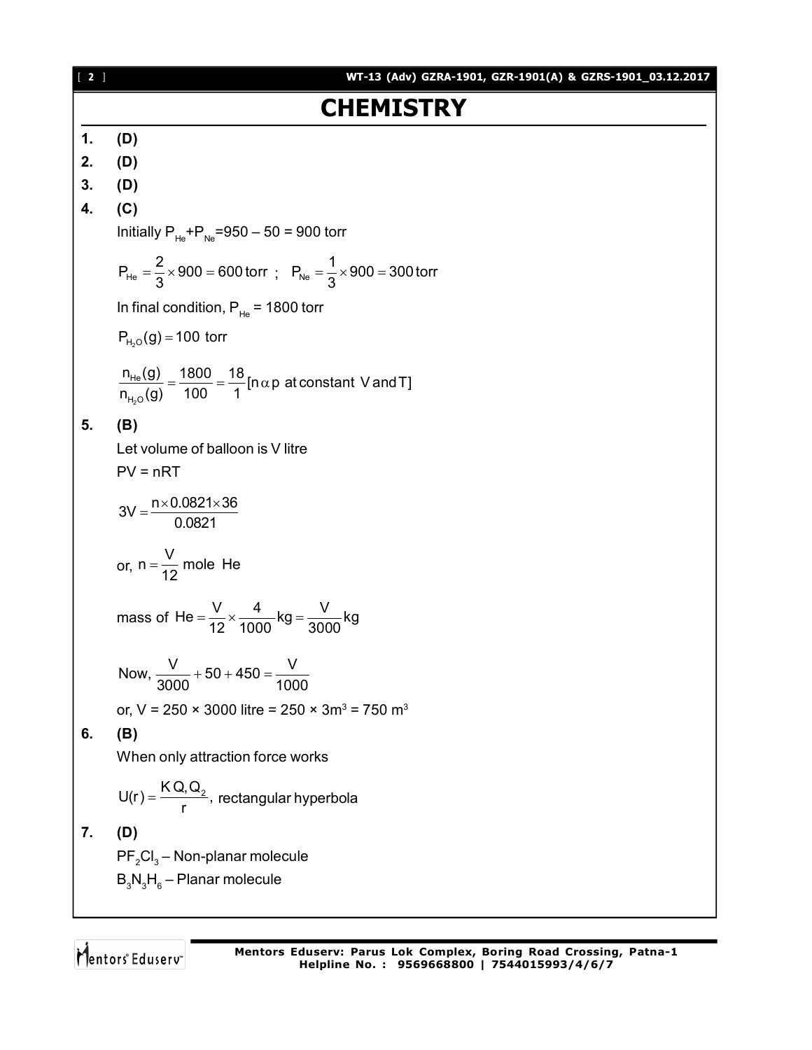# CHEMISTRY

**1.** **(D)**

**2.** **(D)**

**3.** **(D)**

**4.** **(C)**

Initially $P_{He}+P_{Ne}=950 - 50 = 900$ torr

$$P_{He} = \frac{2}{3} \times 900 = 600\,\text{torr} \;;\quad P_{Ne} = \frac{1}{3} \times 900 = 300\,\text{torr}$$

In final condition, $P_{He}$ = 1800 torr

$$P_{H_2O}(g) = 100 \text{ torr}$$

$$\frac{n_{He}(g)}{n_{H_2O}(g)} = \frac{1800}{100} = \frac{18}{1} [n \,\alpha\, p \text{ at constant V and T}]$$

**5.** **(B)**

Let volume of balloon is V litre

PV = nRT

$$3V = \frac{n \times 0.0821 \times 36}{0.0821}$$

or, $n = \dfrac{V}{12}$ mole He

$$\text{mass of He} = \frac{V}{12} \times \frac{4}{1000}\text{kg} = \frac{V}{3000}\text{kg}$$

$$\text{Now, } \frac{V}{3000} + 50 + 450 = \frac{V}{1000}$$

or, V = 250 × 3000 litre = 250 × 3m$^3$ = 750 m$^3$

**6.** **(B)**

When only attraction force works

$$U(r) = \frac{K\,Q_1 Q_2}{r}, \text{ rectangular hyperbola}$$

**7.** **(D)**

$PF_2Cl_3$ – Non-planar molecule

$B_3N_3H_6$ – Planar molecule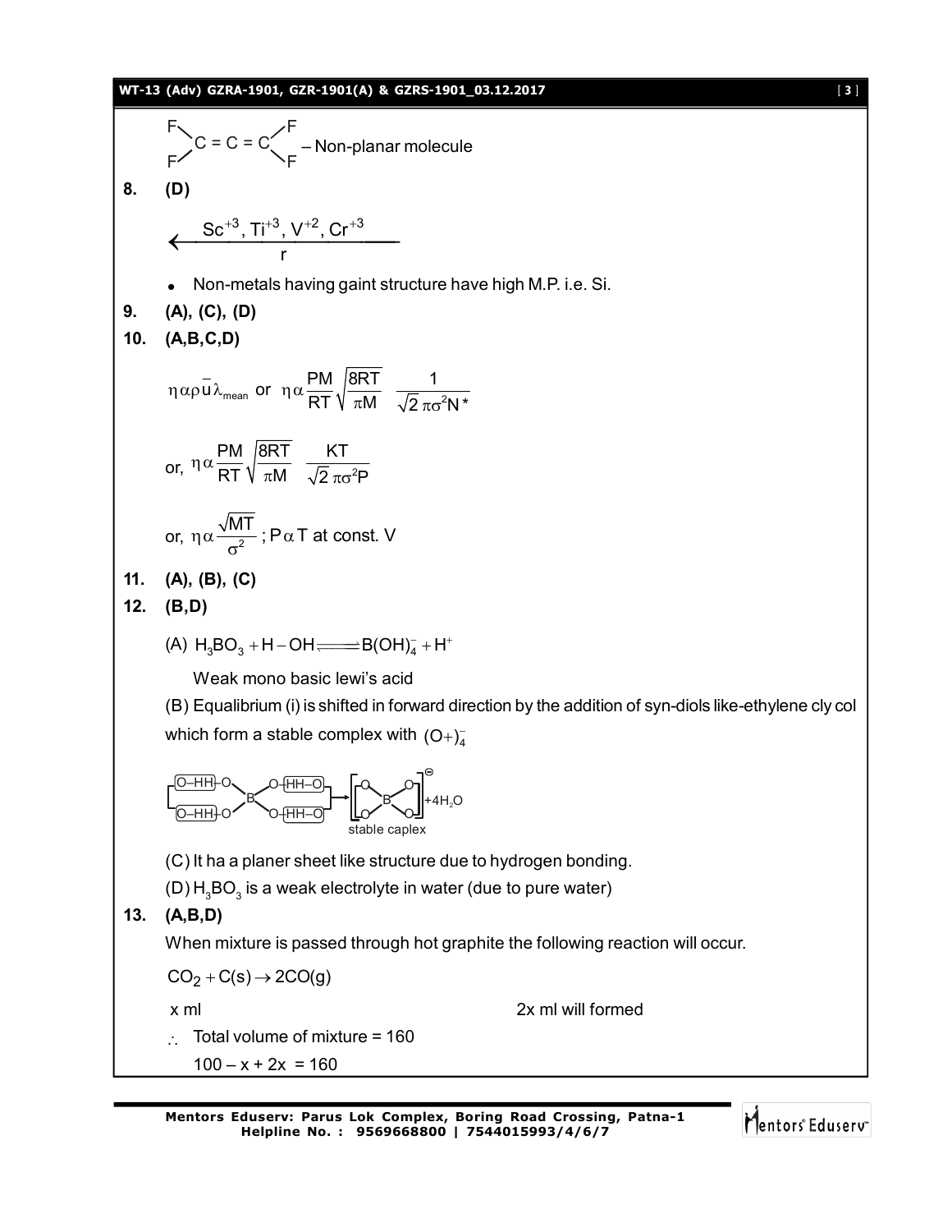$F_2C = C = CF_2$ – Non-planar molecule

**8. (D)**

$$\xleftarrow[\quad r \quad]{Sc^{+3},\ Ti^{+3},\ V^{+2},\ Cr^{+3}}$$

- Non-metals having gaint structure have high M.P. i.e. Si.

**9. (A), (C), (D)**

**10. (A,B,C,D)**

$$\eta \alpha \rho \bar{u} \lambda_{mean} \text{ or } \eta \alpha \frac{PM}{RT}\sqrt{\frac{8RT}{\pi M}} \quad \frac{1}{\sqrt{2}\,\pi\sigma^2 N^*}$$

$$\text{or, } \eta \alpha \frac{PM}{RT}\sqrt{\frac{8RT}{\pi M}} \quad \frac{KT}{\sqrt{2}\,\pi\sigma^2 P}$$

$$\text{or, } \eta \alpha \frac{\sqrt{MT}}{\sigma^2}\text{ ; } P \alpha T \text{ at const. V}$$

**11. (A), (B), (C)**

**12. (B,D)**

(A) $H_3BO_3 + H-OH \rightleftharpoons B(OH)_4^- + H^+$

Weak mono basic lewi's acid

(B) Equalibrium (i) is shifted in forward direction by the addition of syn-diols like-ethylene cly col which form a stable complex with $(O+)_4^-$

[Structure: two ethylene glycol units (O–HH–O) reacting with B(OH)$_4^-$ to give a spiro borate chelate complex $+ 4H_2O$; labelled "stable caplex"]

(C) It ha a planer sheet like structure due to hydrogen bonding.

(D) $H_3BO_3$ is a weak electrolyte in water (due to pure water)

**13. (A,B,D)**

When mixture is passed through hot graphite the following reaction will occur.

$CO_2 + C(s) \rightarrow 2CO(g)$

x ml 2x ml will formed

$\therefore$ Total volume of mixture = 160

$100 - x + 2x = 160$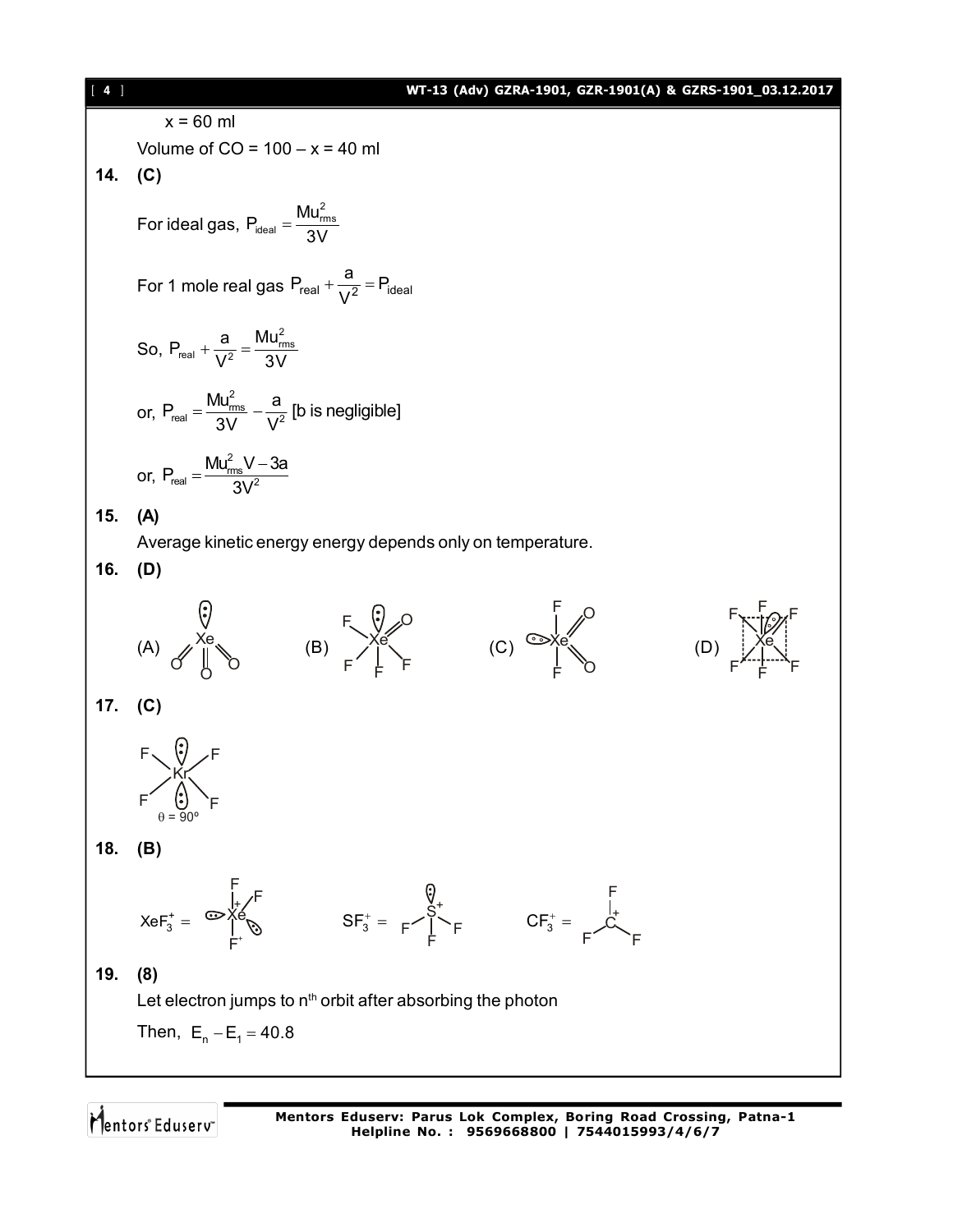$x = 60$ ml

Volume of CO = $100 - x = 40$ ml

**14. (C)**

For ideal gas, $P_{ideal} = \dfrac{Mu_{rms}^2}{3V}$

For 1 mole real gas $P_{real} + \dfrac{a}{V^2} = P_{ideal}$

So, $P_{real} + \dfrac{a}{V^2} = \dfrac{Mu_{rms}^2}{3V}$

or, $P_{real} = \dfrac{Mu_{rms}^2}{3V} - \dfrac{a}{V^2}$ [b is negligible]

or, $P_{real} = \dfrac{Mu_{rms}^2 V - 3a}{3V^2}$

**15. (A)**

Average kinetic energy energy depends only on temperature.

**16. (D)**

(A) $XeO_3$ (B) $XeOF_4$ (C) $XeO_2F_2$ (D) $XeF_4$

**17. (C)**

$KrF_4$: $\theta = 90°$

**18. (B)**

$XeF_3^+$ = , $SF_3^+$ = , $CF_3^+$ =

**19. (8)**

Let electron jumps to n[th] orbit after absorbing the photon

Then, $E_n - E_1 = 40.8$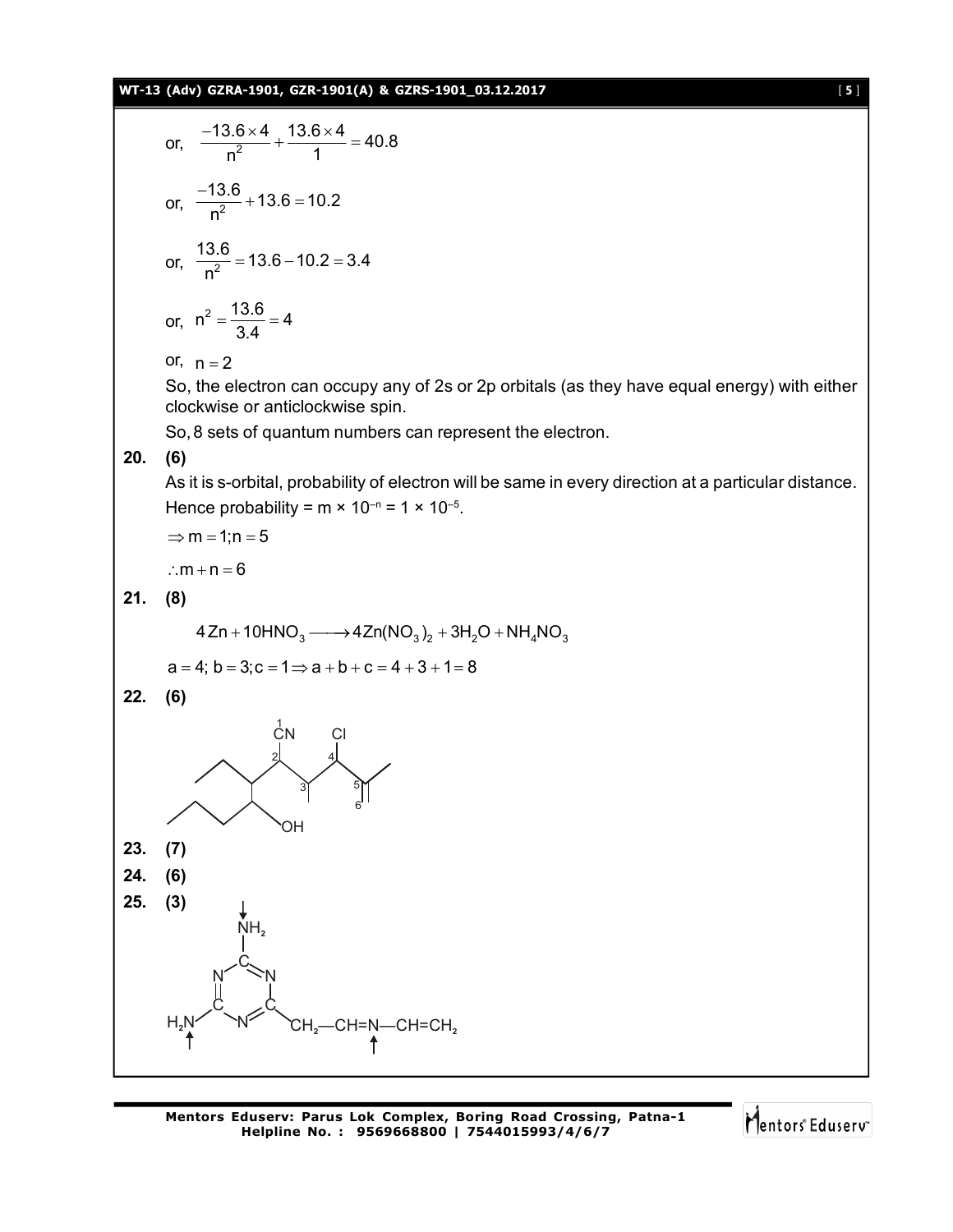or, $\dfrac{-13.6\times 4}{n^2}+\dfrac{13.6\times 4}{1}=40.8$

or, $\dfrac{-13.6}{n^2}+13.6=10.2$

or, $\dfrac{13.6}{n^2}=13.6-10.2=3.4$

or, $n^2=\dfrac{13.6}{3.4}=4$

or, $n=2$

So, the electron can occupy any of 2s or 2p orbitals (as they have equal energy) with either clockwise or anticlockwise spin.

So, 8 sets of quantum numbers can represent the electron.

**20. (6)**

As it is s-orbital, probability of electron will be same in every direction at a particular distance.

Hence probability = $m \times 10^{-n} = 1 \times 10^{-5}$.

$\Rightarrow m=1; n=5$

$\therefore m+n=6$

**21. (8)**

$$4Zn+10HNO_3 \longrightarrow 4Zn(NO_3)_2+3H_2O+NH_4NO_3$$

$a=4;\ b=3; c=1 \Rightarrow a+b+c=4+3+1=8$

**22. (6)**

**23. (7)**

**24. (6)**

**25. (3)**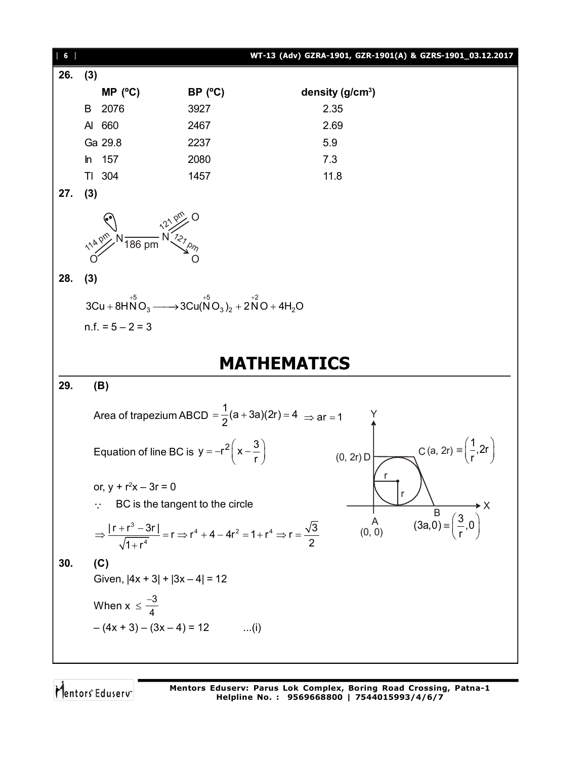**26. (3)**

| | MP (ºC) | BP (ºC) | density (g/cm³) |
|---|---|---|---|
| B | 2076 | 3927 | 2.35 |
| Al | 660 | 2467 | 2.69 |
| Ga | 29.8 | 2237 | 5.9 |
| In | 157 | 2080 | 7.3 |
| Tl | 304 | 1457 | 11.8 |

**27. (3)**

O=N (114 pm) — N (186 pm) — N(=O 121 pm)(→O 121 pm)

**28. (3)**

$$3Cu + 8H\overset{+5}{N}O_3 \longrightarrow 3Cu(\overset{+5}{N}O_3)_2 + 2\overset{+2}{N}O + 4H_2O$$

n.f. = 5 – 2 = 3

# MATHEMATICS

**29. (B)**

Area of trapezium ABCD $= \frac{1}{2}(a+3a)(2r) = 4 \Rightarrow ar = 1$

Equation of line BC is $y = -r^2\left(x - \frac{3}{r}\right)$

or, $y + r^2x - 3r = 0$

$\because$ BC is the tangent to the circle

$$\Rightarrow \frac{|r + r^3 - 3r|}{\sqrt{1+r^4}} = r \Rightarrow r^4 + 4 - 4r^2 = 1 + r^4 \Rightarrow r = \frac{\sqrt{3}}{2}$$

(Figure: A (0, 0), B $(3a, 0) \equiv \left(\frac{3}{r}, 0\right)$, C $(a, 2r) \equiv \left(\frac{1}{r}, 2r\right)$, D (0, 2r), circle of radius r.)

**30. (C)**

Given, $|4x + 3| + |3x - 4| = 12$

When $x \le \frac{-3}{4}$

$-(4x + 3) - (3x - 4) = 12$ ...(i)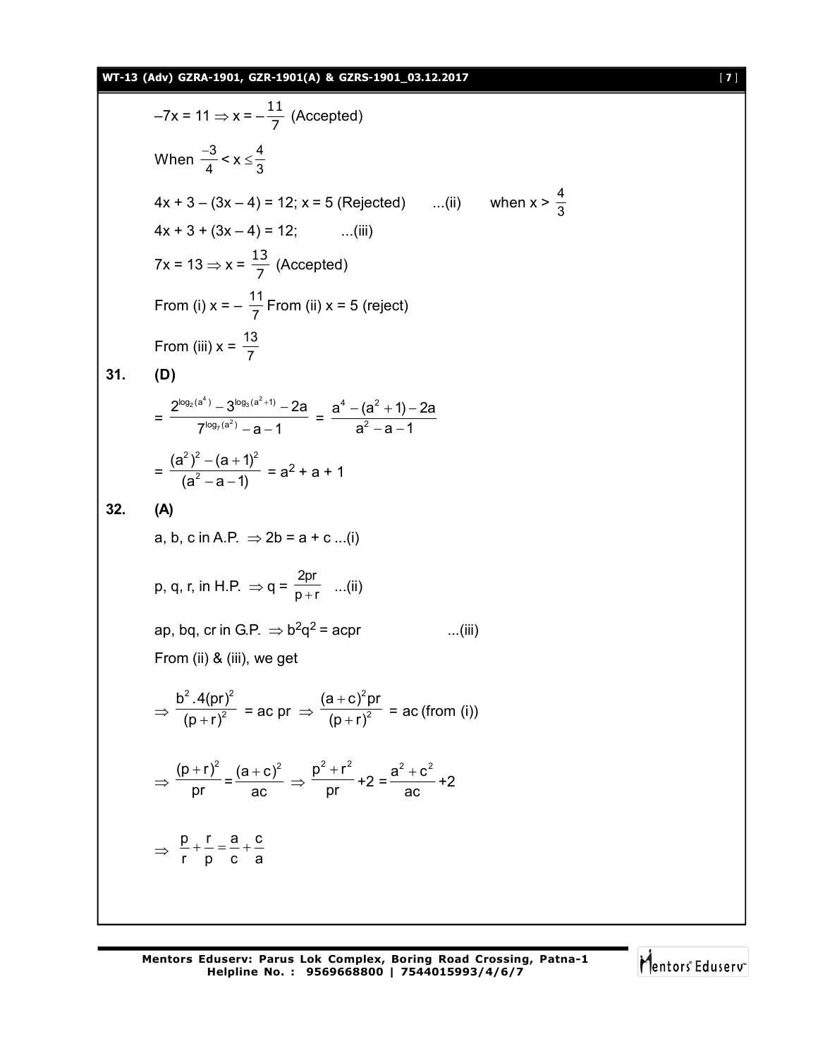$-7x = 11 \Rightarrow x = -\frac{11}{7}$ (Accepted)

When $\frac{-3}{4} < x \leq \frac{4}{3}$

$4x + 3 - (3x - 4) = 12$; $x = 5$ (Rejected) ...(ii) when $x > \frac{4}{3}$

$4x + 3 + (3x - 4) = 12$; ...(iii)

$7x = 13 \Rightarrow x = \frac{13}{7}$ (Accepted)

From (i) $x = -\frac{11}{7}$ From (ii) $x = 5$ (reject)

From (iii) $x = \frac{13}{7}$

**31. (D)**

$$= \frac{2^{\log_2(a^4)} - 3^{\log_3(a^2+1)} - 2a}{7^{\log_7(a^2)} - a - 1} = \frac{a^4 - (a^2+1) - 2a}{a^2 - a - 1}$$

$$= \frac{(a^2)^2 - (a+1)^2}{(a^2 - a - 1)} = a^2 + a + 1$$

**32. (A)**

a, b, c in A.P. $\Rightarrow 2b = a + c$ ...(i)

p, q, r, in H.P. $\Rightarrow q = \frac{2pr}{p+r}$ ...(ii)

ap, bq, cr in G.P. $\Rightarrow b^2q^2 = acpr$ ...(iii)

From (ii) & (iii), we get

$$\Rightarrow \frac{b^2.4(pr)^2}{(p+r)^2} = ac\,pr \Rightarrow \frac{(a+c)^2 pr}{(p+r)^2} = ac \text{ (from (i))}$$

$$\Rightarrow \frac{(p+r)^2}{pr} = \frac{(a+c)^2}{ac} \Rightarrow \frac{p^2+r^2}{pr} + 2 = \frac{a^2+c^2}{ac} + 2$$

$$\Rightarrow \frac{p}{r} + \frac{r}{p} = \frac{a}{c} + \frac{c}{a}$$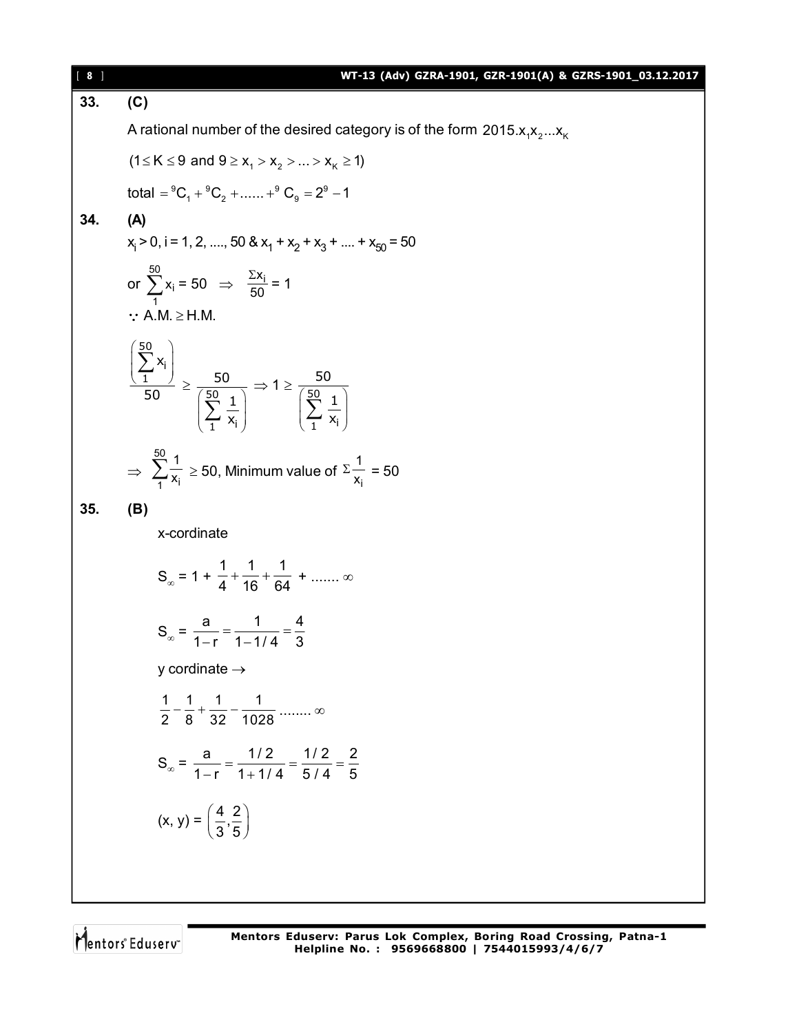**33. (C)**

A rational number of the desired category is of the form $2015.x_1x_2...x_K$

$(1 \le K \le 9$ and $9 \ge x_1 > x_2 > ... > x_K \ge 1)$

total $= {}^9C_1 + {}^9C_2 + ...... + {}^9C_9 = 2^9 - 1$

**34. (A)**

$x_i > 0, i = 1, 2, ...., 50$ & $x_1 + x_2 + x_3 + .... + x_{50} = 50$

or $\sum_{1}^{50} x_i = 50 \Rightarrow \frac{\Sigma x_i}{50} = 1$

$\because$ A.M. $\ge$ H.M.

$$\frac{\left(\sum_{1}^{50} x_i\right)}{50} \ge \frac{50}{\left(\sum_{1}^{50} \frac{1}{x_i}\right)} \Rightarrow 1 \ge \frac{50}{\left(\sum_{1}^{50} \frac{1}{x_i}\right)}$$

$\Rightarrow \sum_{1}^{50} \frac{1}{x_i} \ge 50$, Minimum value of $\Sigma \frac{1}{x_i} = 50$

**35. (B)**

x-cordinate

$$S_\infty = 1 + \frac{1}{4} + \frac{1}{16} + \frac{1}{64} + ....... \infty$$

$$S_\infty = \frac{a}{1-r} = \frac{1}{1-1/4} = \frac{4}{3}$$

y cordinate $\rightarrow$

$$\frac{1}{2} - \frac{1}{8} + \frac{1}{32} - \frac{1}{1028} ........ \infty$$

$$S_\infty = \frac{a}{1-r} = \frac{1/2}{1+1/4} = \frac{1/2}{5/4} = \frac{2}{5}$$

$$(x, y) = \left(\frac{4}{3}, \frac{2}{5}\right)$$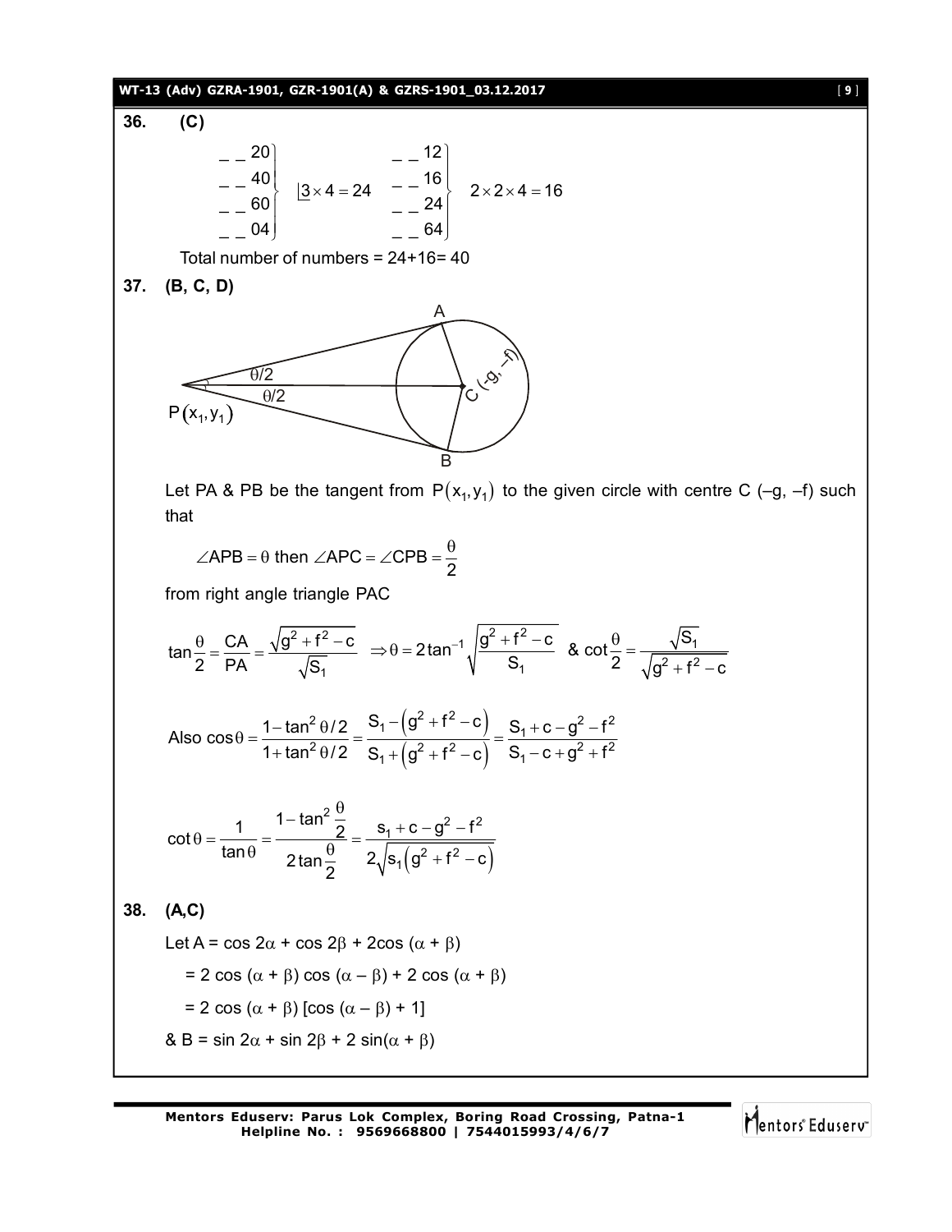**36. (C)**

$$\left.\begin{matrix} \_\ \_\ 20 \\ \_\ \_\ 40 \\ \_\ \_\ 60 \\ \_\ \_\ 04 \end{matrix}\right\} \ \ \underline{|3} \times 4 = 24 \qquad \left.\begin{matrix} \_\ \_\ 12 \\ \_\ \_\ 16 \\ \_\ \_\ 24 \\ \_\ \_\ 64 \end{matrix}\right\} \ \ 2 \times 2 \times 4 = 16$$

Total number of numbers = 24+16= 40

**37. (B, C, D)**

Let PA & PB be the tangent from $P(x_1, y_1)$ to the given circle with centre C (–g, –f) such that

$$\angle APB = \theta \text{ then } \angle APC = \angle CPB = \frac{\theta}{2}$$

from right angle triangle PAC

$$\tan\frac{\theta}{2} = \frac{CA}{PA} = \frac{\sqrt{g^2 + f^2 - c}}{\sqrt{S_1}} \ \Rightarrow \theta = 2\tan^{-1}\sqrt{\frac{g^2 + f^2 - c}{S_1}} \ \ \& \ \cot\frac{\theta}{2} = \frac{\sqrt{S_1}}{\sqrt{g^2 + f^2 - c}}$$

$$\text{Also } \cos\theta = \frac{1 - \tan^2\theta/2}{1 + \tan^2\theta/2} = \frac{S_1 - \left(g^2 + f^2 - c\right)}{S_1 + \left(g^2 + f^2 - c\right)} = \frac{S_1 + c - g^2 - f^2}{S_1 - c + g^2 + f^2}$$

$$\cot\theta = \frac{1}{\tan\theta} = \frac{1 - \tan^2\frac{\theta}{2}}{2\tan\frac{\theta}{2}} = \frac{s_1 + c - g^2 - f^2}{2\sqrt{s_1\left(g^2 + f^2 - c\right)}}$$

**38. (A,C)**

Let A = cos $2\alpha$ + cos $2\beta$ + 2cos $(\alpha + \beta)$

= 2 cos $(\alpha + \beta)$ cos $(\alpha - \beta)$ + 2 cos $(\alpha + \beta)$

= 2 cos $(\alpha + \beta)$ [cos $(\alpha - \beta)$ + 1]

& B = sin $2\alpha$ + sin $2\beta$ + 2 sin$(\alpha + \beta)$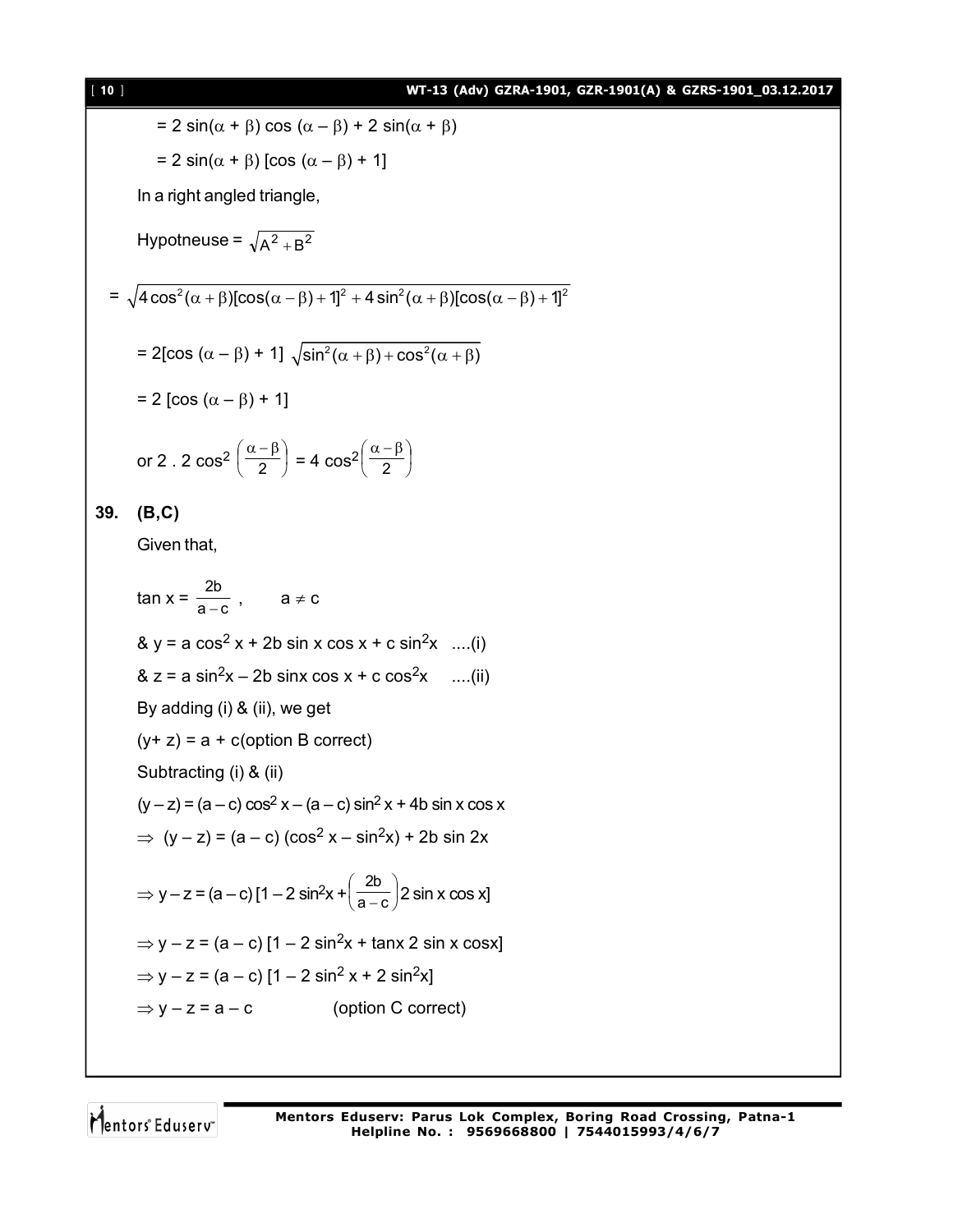$= 2\sin(\alpha + \beta)\cos(\alpha - \beta) + 2\sin(\alpha + \beta)$

$= 2\sin(\alpha + \beta)[\cos(\alpha - \beta) + 1]$

In a right angled triangle,

Hypotneuse = $\sqrt{A^2 + B^2}$

$= \sqrt{4\cos^2(\alpha+\beta)[\cos(\alpha-\beta)+1]^2 + 4\sin^2(\alpha+\beta)[\cos(\alpha-\beta)+1]^2}$

$= 2[\cos(\alpha - \beta) + 1]\sqrt{\sin^2(\alpha+\beta)+\cos^2(\alpha+\beta)}$

$= 2[\cos(\alpha - \beta) + 1]$

or $2 \cdot 2\cos^2\left(\frac{\alpha-\beta}{2}\right) = 4\cos^2\left(\frac{\alpha-\beta}{2}\right)$

**39. (B,C)**

Given that,

$\tan x = \frac{2b}{a-c}$ , $\quad a \neq c$

& $y = a\cos^2 x + 2b\sin x\cos x + c\sin^2 x$ ....(i)

& $z = a\sin^2 x - 2b\sin x\cos x + c\cos^2 x$ ....(ii)

By adding (i) & (ii), we get

$(y + z) = a + c$ (option B correct)

Subtracting (i) & (ii)

$(y - z) = (a - c)\cos^2 x - (a - c)\sin^2 x + 4b\sin x\cos x$

$\Rightarrow (y - z) = (a - c)(\cos^2 x - \sin^2 x) + 2b\sin 2x$

$\Rightarrow y - z = (a - c)\left[1 - 2\sin^2 x + \left(\frac{2b}{a-c}\right)2\sin x\cos x\right]$

$\Rightarrow y - z = (a - c)[1 - 2\sin^2 x + \tan x\, 2\sin x\cos x]$

$\Rightarrow y - z = (a - c)[1 - 2\sin^2 x + 2\sin^2 x]$

$\Rightarrow y - z = a - c$ (option C correct)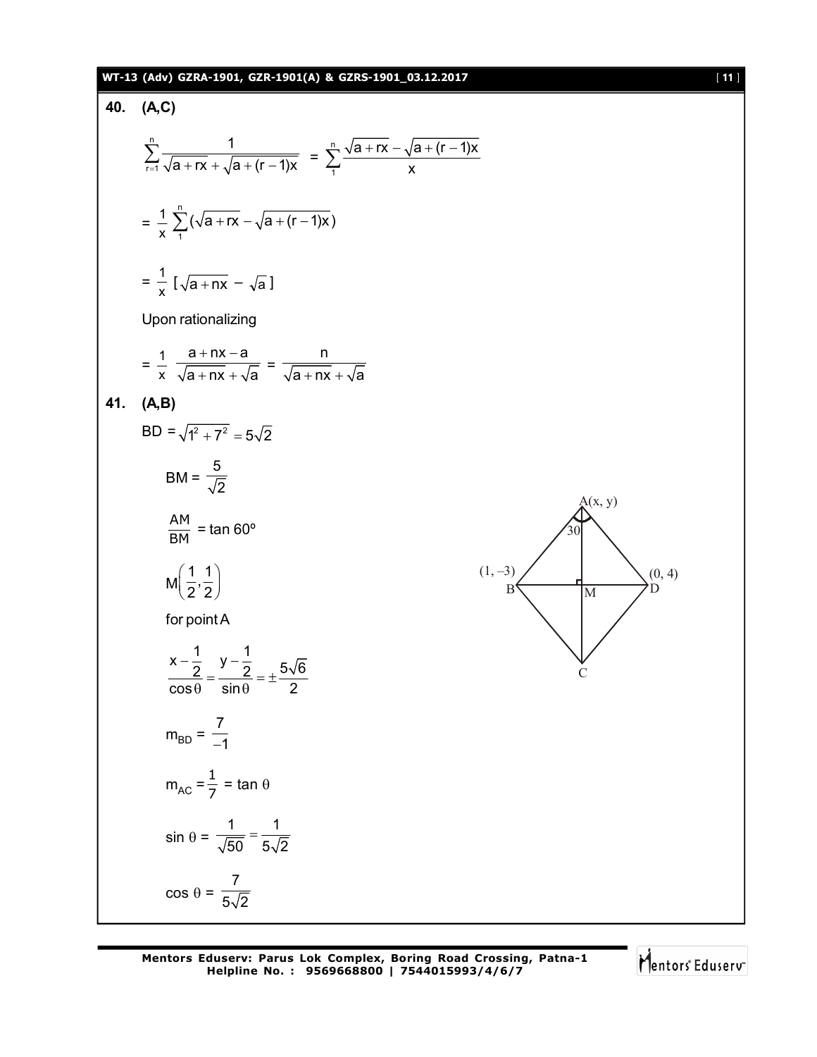**40. (A,C)**

$$\sum_{r=1}^{n} \frac{1}{\sqrt{a+rx}+\sqrt{a+(r-1)x}} = \sum_{1}^{n} \frac{\sqrt{a+rx}-\sqrt{a+(r-1)x}}{x}$$

$$= \frac{1}{x}\sum_{1}^{n}(\sqrt{a+rx}-\sqrt{a+(r-1)x})$$

$$= \frac{1}{x}\,[\sqrt{a+nx}-\sqrt{a}\,]$$

Upon rationalizing

$$= \frac{1}{x}\;\frac{a+nx-a}{\sqrt{a+nx}+\sqrt{a}} = \frac{n}{\sqrt{a+nx}+\sqrt{a}}$$

**41. (A,B)**

$BD = \sqrt{1^2+7^2} = 5\sqrt{2}$

$BM = \dfrac{5}{\sqrt{2}}$

$\dfrac{AM}{BM} = \tan 60^\circ$

$M\left(\dfrac{1}{2},\dfrac{1}{2}\right)$

for point A

$$\frac{x-\frac{1}{2}}{\cos\theta} = \frac{y-\frac{1}{2}}{\sin\theta} = \pm\frac{5\sqrt{6}}{2}$$

$m_{BD} = \dfrac{7}{-1}$

$m_{AC} = \dfrac{1}{7} = \tan\theta$

$\sin\theta = \dfrac{1}{\sqrt{50}} = \dfrac{1}{5\sqrt{2}}$

$\cos\theta = \dfrac{7}{5\sqrt{2}}$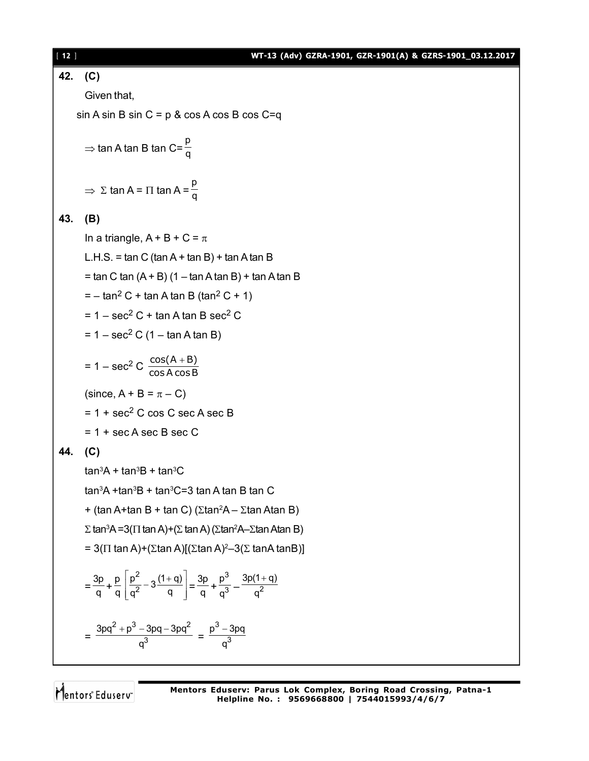**42. (C)**

Given that,

$\sin A \sin B \sin C = p$ & $\cos A \cos B \cos C = q$

$\Rightarrow \tan A \tan B \tan C = \dfrac{p}{q}$

$\Rightarrow \Sigma \tan A = \Pi \tan A = \dfrac{p}{q}$

**43. (B)**

In a triangle, $A + B + C = \pi$

L.H.S. = $\tan C (\tan A + \tan B) + \tan A \tan B$

$= \tan C \tan (A + B) (1 - \tan A \tan B) + \tan A \tan B$

$= -\tan^2 C + \tan A \tan B (\tan^2 C + 1)$

$= 1 - \sec^2 C + \tan A \tan B \sec^2 C$

$= 1 - \sec^2 C (1 - \tan A \tan B)$

$= 1 - \sec^2 C \dfrac{\cos(A+B)}{\cos A \cos B}$

(since, $A + B = \pi - C$)

$= 1 + \sec^2 C \cos C \sec A \sec B$

$= 1 + \sec A \sec B \sec C$

**44. (C)**

$\tan^3 A + \tan^3 B + \tan^3 C$

$\tan^3 A + \tan^3 B + \tan^3 C = 3 \tan A \tan B \tan C$

$+ (\tan A + \tan B + \tan C) (\Sigma \tan^2 A - \Sigma \tan A \tan B)$

$\Sigma \tan^3 A = 3(\Pi \tan A) + (\Sigma \tan A)(\Sigma \tan^2 A - \Sigma \tan A \tan B)$

$= 3(\Pi \tan A) + (\Sigma \tan A)[(\Sigma \tan A)^2 - 3(\Sigma \tan A \tan B)]$

$$= \frac{3p}{q} + \frac{p}{q}\left[\frac{p^2}{q^2} - 3\frac{(1+q)}{q}\right] = \frac{3p}{q} + \frac{p^3}{q^3} - \frac{3p(1+q)}{q^2}$$

$$= \frac{3pq^2 + p^3 - 3pq - 3pq^2}{q^3} = \frac{p^3 - 3pq}{q^3}$$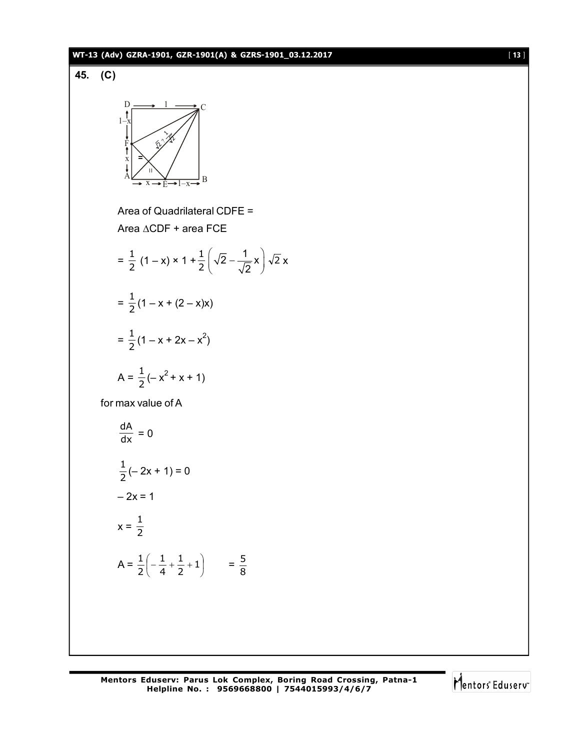**45. (C)**

Area of Quadrilateral CDFE =

Area $\Delta$CDF + area FCE

$$= \frac{1}{2}(1-x) \times 1 + \frac{1}{2}\left(\sqrt{2} - \frac{1}{\sqrt{2}}x\right)\sqrt{2}\,x$$

$$= \frac{1}{2}(1 - x + (2-x)x)$$

$$= \frac{1}{2}(1 - x + 2x - x^2)$$

$$A = \frac{1}{2}(-x^2 + x + 1)$$

for max value of A

$$\frac{dA}{dx} = 0$$

$$\frac{1}{2}(-2x + 1) = 0$$

$$-2x = 1$$

$$x = \frac{1}{2}$$

$$A = \frac{1}{2}\left(-\frac{1}{4} + \frac{1}{2} + 1\right) \quad = \frac{5}{8}$$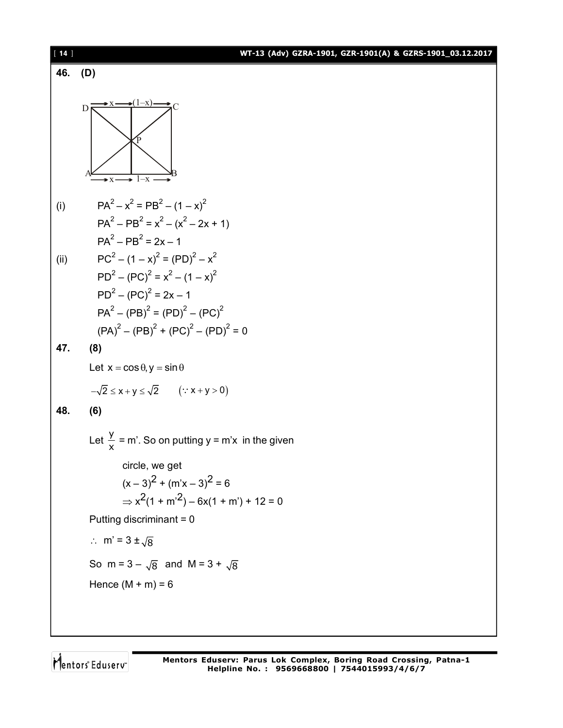**46. (D)**

(i) $$PA^2 - x^2 = PB^2 - (1-x)^2$$

$$PA^2 - PB^2 = x^2 - (x^2 - 2x + 1)$$

$$PA^2 - PB^2 = 2x - 1$$

(ii) $$PC^2 - (1-x)^2 = (PD)^2 - x^2$$

$$PD^2 - (PC)^2 = x^2 - (1-x)^2$$

$$PD^2 - (PC)^2 = 2x - 1$$

$$PA^2 - (PB)^2 = (PD)^2 - (PC)^2$$

$$(PA)^2 - (PB)^2 + (PC)^2 - (PD)^2 = 0$$

**47. (8)**

Let $x = \cos\theta, y = \sin\theta$

$-\sqrt{2} \le x + y \le \sqrt{2} \qquad (\because x + y > 0)$

**48. (6)**

Let $\frac{y}{x}$ = m'. So on putting y = m'x in the given circle, we get

$$(x-3)^2 + (m'x - 3)^2 = 6$$

$$\Rightarrow x^2(1 + m'^2) - 6x(1 + m') + 12 = 0$$

Putting discriminant = 0

$\therefore$ $m' = 3 \pm \sqrt{8}$

So $m = 3 - \sqrt{8}$ and $M = 3 + \sqrt{8}$

Hence $(M + m) = 6$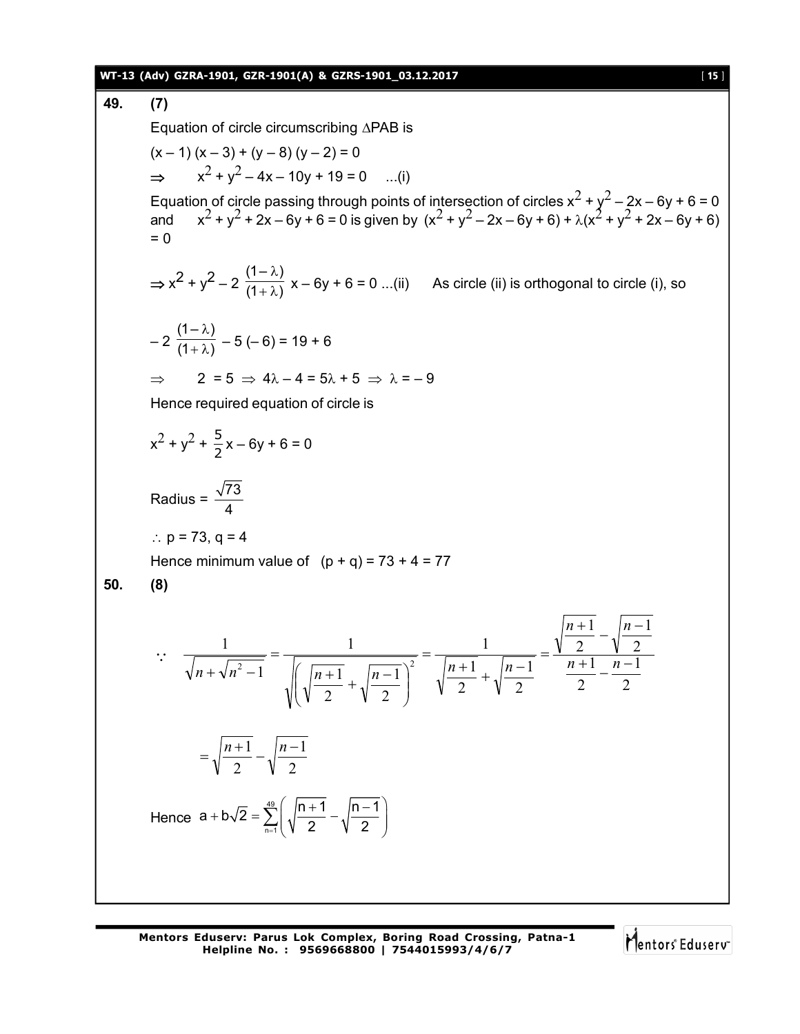**49. (7)**

Equation of circle circumscribing $\Delta PAB$ is

$(x - 1)(x - 3) + (y - 8)(y - 2) = 0$

$\Rightarrow \quad x^2 + y^2 - 4x - 10y + 19 = 0 \quad ...(i)$

Equation of circle passing through points of intersection of circles $x^2 + y^2 - 2x - 6y + 6 = 0$ and $x^2 + y^2 + 2x - 6y + 6 = 0$ is given by $(x^2 + y^2 - 2x - 6y + 6) + \lambda(x^2 + y^2 + 2x - 6y + 6) = 0$

$\Rightarrow x^2 + y^2 - 2\dfrac{(1-\lambda)}{(1+\lambda)}x - 6y + 6 = 0 \; ...(ii)$ As circle (ii) is orthogonal to circle (i), so

$$-2\frac{(1-\lambda)}{(1+\lambda)} - 5(-6) = 19 + 6$$

$\Rightarrow \quad 2 = 5 \Rightarrow 4\lambda - 4 = 5\lambda + 5 \Rightarrow \lambda = -9$

Hence required equation of circle is

$$x^2 + y^2 + \frac{5}{2}x - 6y + 6 = 0$$

Radius $= \dfrac{\sqrt{73}}{4}$

$\therefore$ p = 73, q = 4

Hence minimum value of $(p + q) = 73 + 4 = 77$

**50. (8)**

$$\because \quad \frac{1}{\sqrt{n+\sqrt{n^2-1}}} = \frac{1}{\sqrt{\left(\sqrt{\frac{n+1}{2}}+\sqrt{\frac{n-1}{2}}\right)^2}} = \frac{1}{\sqrt{\frac{n+1}{2}}+\sqrt{\frac{n-1}{2}}} = \frac{\sqrt{\frac{n+1}{2}}-\sqrt{\frac{n-1}{2}}}{\frac{n+1}{2}-\frac{n-1}{2}}$$

$$= \sqrt{\frac{n+1}{2}} - \sqrt{\frac{n-1}{2}}$$

Hence $a + b\sqrt{2} = \displaystyle\sum_{n=1}^{49}\left(\sqrt{\frac{n+1}{2}} - \sqrt{\frac{n-1}{2}}\right)$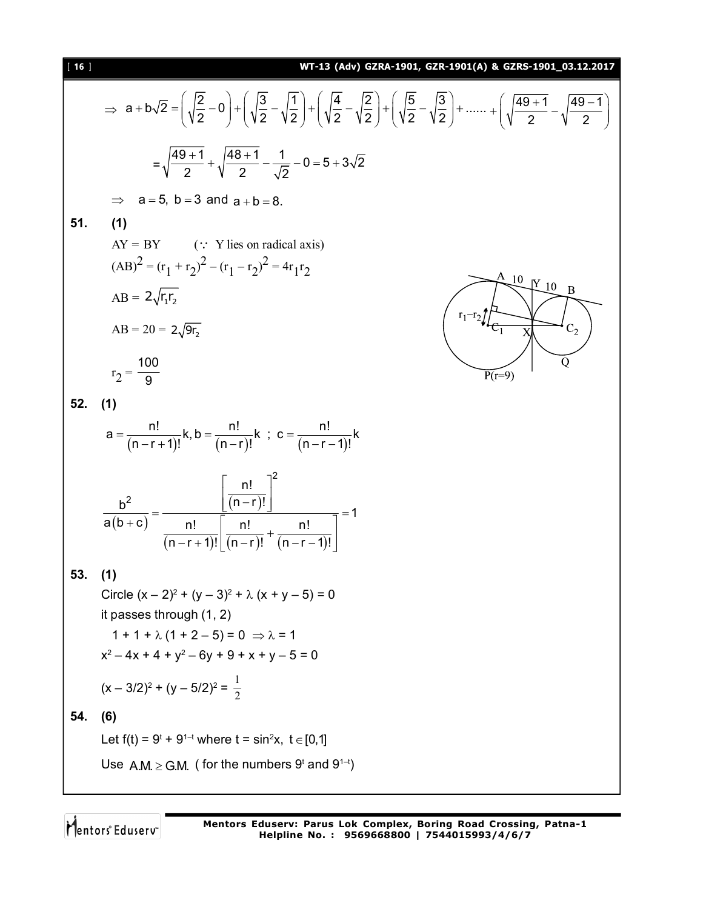$$\Rightarrow \; a + b\sqrt{2} = \left(\sqrt{\frac{2}{2}} - 0\right) + \left(\sqrt{\frac{3}{2}} - \sqrt{\frac{1}{2}}\right) + \left(\sqrt{\frac{4}{2}} - \sqrt{\frac{2}{2}}\right) + \left(\sqrt{\frac{5}{2}} - \sqrt{\frac{3}{2}}\right) + \ldots\ldots + \left(\sqrt{\frac{49+1}{2}} - \sqrt{\frac{49-1}{2}}\right)$$

$$= \sqrt{\frac{49+1}{2}} + \sqrt{\frac{48+1}{2}} - \frac{1}{\sqrt{2}} - 0 = 5 + 3\sqrt{2}$$

$\Rightarrow \; a = 5,\; b = 3$ and $a + b = 8$.

**51. (1)**

$AY = BY$ $\quad$ ($\because$ Y lies on radical axis)

$(AB)^2 = (r_1 + r_2)^2 - (r_1 - r_2)^2 = 4r_1r_2$

$AB = 2\sqrt{r_1 r_2}$

$AB = 20 = 2\sqrt{9r_2}$

$r_2 = \dfrac{100}{9}$

**52. (1)**

$$a = \frac{n!}{(n-r+1)!}k,\; b = \frac{n!}{(n-r)!}k \;;\; c = \frac{n!}{(n-r-1)!}k$$

$$\frac{b^2}{a(b+c)} = \frac{\left[\dfrac{n!}{(n-r)!}\right]^2}{\dfrac{n!}{(n-r+1)!}\left[\dfrac{n!}{(n-r)!} + \dfrac{n!}{(n-r-1)!}\right]} = 1$$

**53. (1)**

Circle $(x-2)^2 + (y-3)^2 + \lambda(x+y-5) = 0$

it passes through $(1, 2)$

$1 + 1 + \lambda(1 + 2 - 5) = 0 \;\Rightarrow \lambda = 1$

$x^2 - 4x + 4 + y^2 - 6y + 9 + x + y - 5 = 0$

$(x - 3/2)^2 + (y - 5/2)^2 = \dfrac{1}{2}$

**54. (6)**

Let $f(t) = 9^t + 9^{1-t}$ where $t = \sin^2 x,\; t \in [0,1]$

Use $A.M. \geq G.M.$ ( for the numbers $9^t$ and $9^{1-t}$)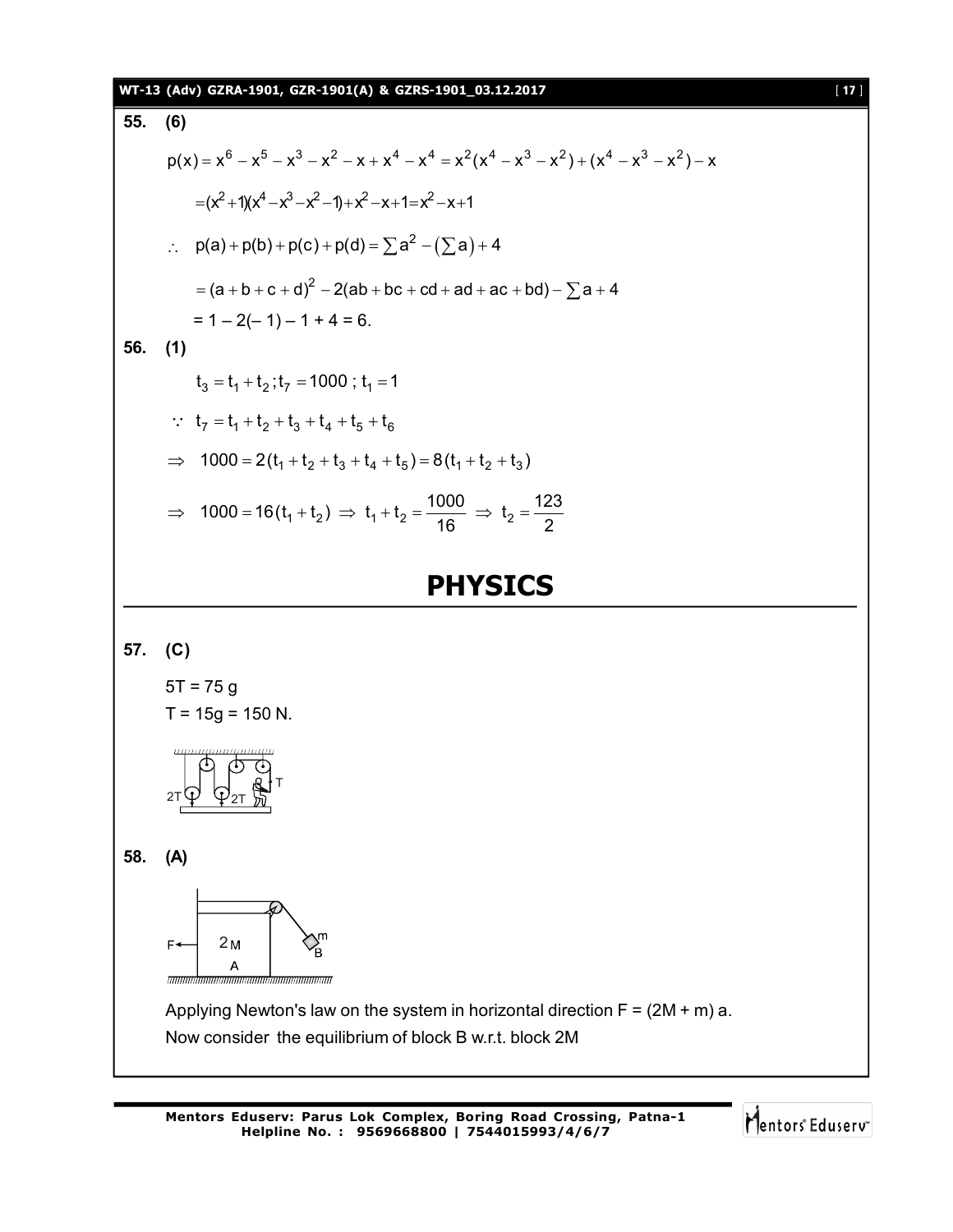**55. (6)**

$$p(x) = x^6 - x^5 - x^3 - x^2 - x + x^4 - x^4 = x^2(x^4 - x^3 - x^2) + (x^4 - x^3 - x^2) - x$$

$$= (x^2+1)(x^4 - x^3 - x^2 - 1) + x^2 - x + 1 = x^2 - x + 1$$

$$\therefore \quad p(a) + p(b) + p(c) + p(d) = \sum a^2 - \left(\sum a\right) + 4$$

$$= (a+b+c+d)^2 - 2(ab + bc + cd + ad + ac + bd) - \sum a + 4$$

$= 1 - 2(-1) - 1 + 4 = 6.$

**56. (1)**

$$t_3 = t_1 + t_2 ; t_7 = 1000 \; ; \; t_1 = 1$$

$$\because \; t_7 = t_1 + t_2 + t_3 + t_4 + t_5 + t_6$$

$$\Rightarrow \; 1000 = 2(t_1 + t_2 + t_3 + t_4 + t_5) = 8(t_1 + t_2 + t_3)$$

$$\Rightarrow \; 1000 = 16(t_1 + t_2) \; \Rightarrow \; t_1 + t_2 = \frac{1000}{16} \; \Rightarrow \; t_2 = \frac{123}{2}$$

# PHYSICS

**57. (C)**

5T = 75 g

T = 15g = 150 N.

**58. (A)**

Applying Newton's law on the system in horizontal direction F = (2M + m) a.

Now consider the equilibrium of block B w.r.t. block 2M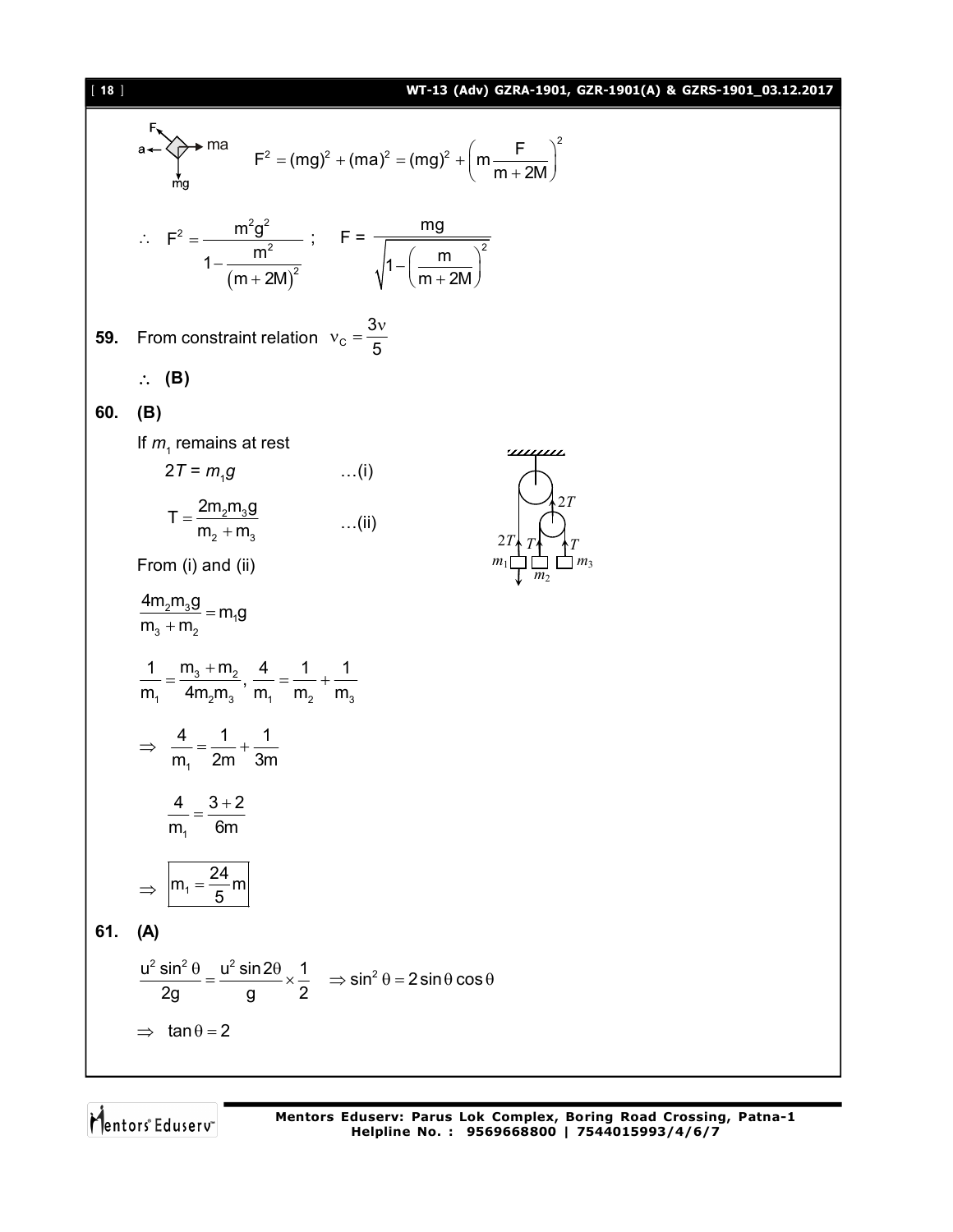$$F^2 = (mg)^2 + (ma)^2 = (mg)^2 + \left(m\frac{F}{m+2M}\right)^2$$

$$\therefore \quad F^2 = \frac{m^2g^2}{1 - \frac{m^2}{(m+2M)^2}} \; ; \quad F = \frac{mg}{\sqrt{1-\left(\frac{m}{m+2M}\right)^2}}$$

**59.** From constraint relation $\nu_C = \frac{3\nu}{5}$

$\therefore$ **(B)**

**60.** **(B)**

If $m_1$ remains at rest

$2T = m_1 g \qquad \ldots(i)$

$T = \frac{2m_2 m_3 g}{m_2 + m_3} \qquad \ldots(ii)$

From (i) and (ii)

$$\frac{4m_2m_3g}{m_3+m_2} = m_1 g$$

$$\frac{1}{m_1} = \frac{m_3+m_2}{4m_2m_3}, \; \frac{4}{m_1} = \frac{1}{m_2} + \frac{1}{m_3}$$

$$\Rightarrow \; \frac{4}{m_1} = \frac{1}{2m} + \frac{1}{3m}$$

$$\frac{4}{m_1} = \frac{3+2}{6m}$$

$$\Rightarrow \; \boxed{m_1 = \frac{24}{5}m}$$

**61.** **(A)**

$$\frac{u^2\sin^2\theta}{2g} = \frac{u^2\sin 2\theta}{g} \times \frac{1}{2} \quad \Rightarrow \sin^2\theta = 2\sin\theta\cos\theta$$

$$\Rightarrow \; \tan\theta = 2$$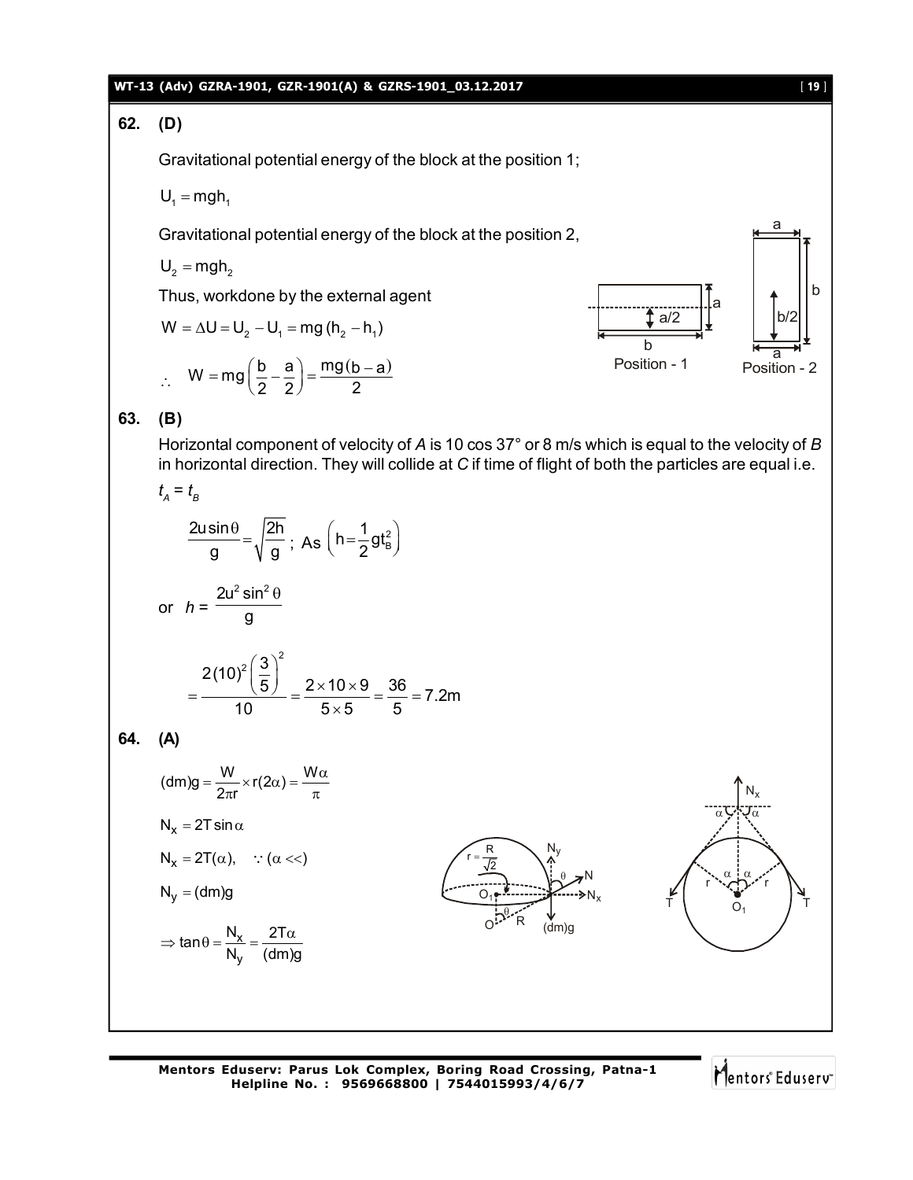**62. (D)**

Gravitational potential energy of the block at the position 1;

$U_1 = mgh_1$

Gravitational potential energy of the block at the position 2,

$U_2 = mgh_2$

Thus, workdone by the external agent

$W = \Delta U = U_2 - U_1 = mg\,(h_2 - h_1)$

$\therefore \quad W = mg\left(\frac{b}{2} - \frac{a}{2}\right) = \frac{mg(b-a)}{2}$

Position - 1 Position - 2

**63. (B)**

Horizontal component of velocity of *A* is 10 cos 37° or 8 m/s which is equal to the velocity of *B* in horizontal direction. They will collide at *C* if time of flight of both the particles are equal i.e. $t_A = t_B$

$$\frac{2u\sin\theta}{g} = \sqrt{\frac{2h}{g}}\ ;\ \text{As}\ \left(h = \frac{1}{2}gt_B^2\right)$$

or $h = \dfrac{2u^2\sin^2\theta}{g}$

$$= \frac{2(10)^2\left(\frac{3}{5}\right)^2}{10} = \frac{2\times 10\times 9}{5\times 5} = \frac{36}{5} = 7.2\text{m}$$

**64. (A)**

$$(dm)g = \frac{W}{2\pi r}\times r(2\alpha) = \frac{W\alpha}{\pi}$$

$N_x = 2T\sin\alpha$

$N_x = 2T(\alpha), \quad \because (\alpha <<)$

$N_y = (dm)g$

$$\Rightarrow \tan\theta = \frac{N_x}{N_y} = \frac{2T\alpha}{(dm)g}$$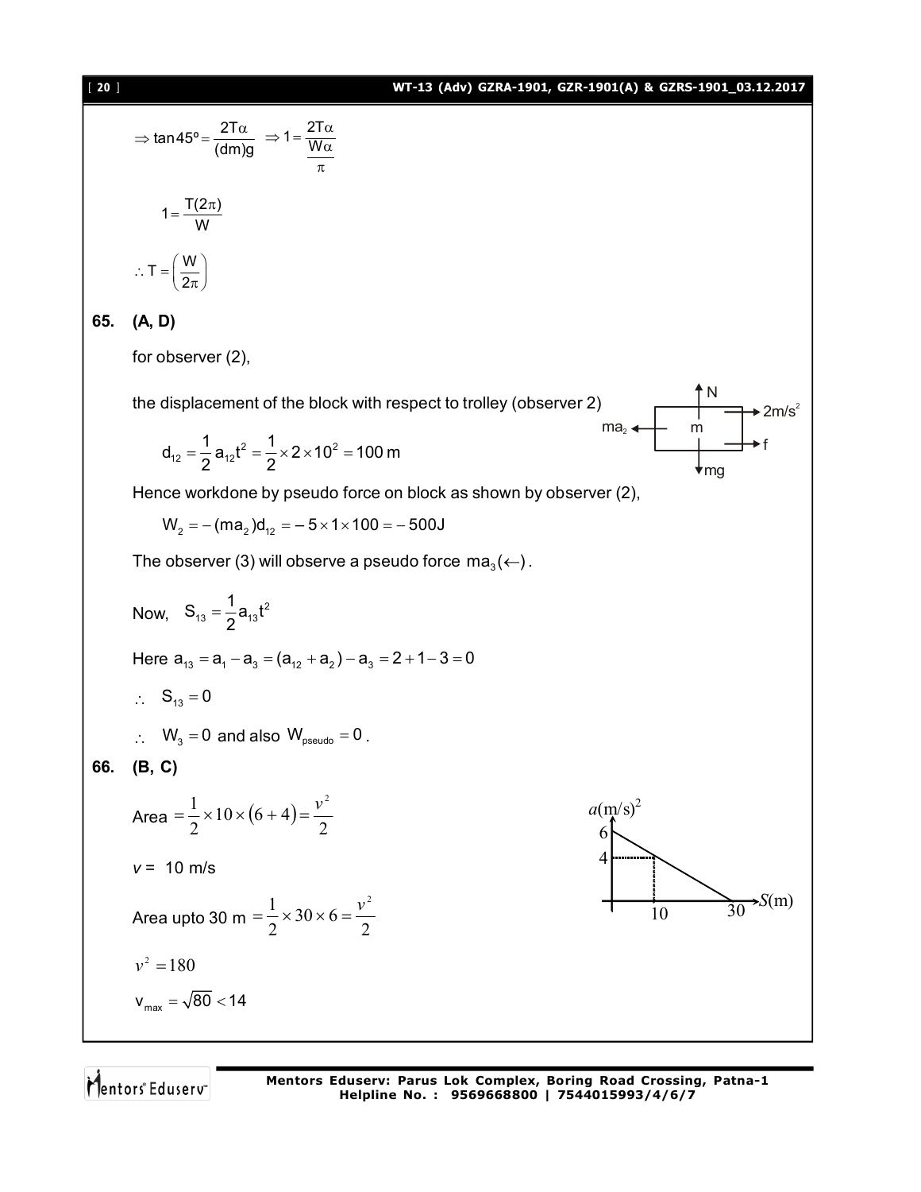$$\Rightarrow \tan 45° = \frac{2T\alpha}{(dm)g} \quad \Rightarrow 1 = \frac{2T\alpha}{\frac{W\alpha}{\pi}}$$

$$1 = \frac{T(2\pi)}{W}$$

$$\therefore T = \left(\frac{W}{2\pi}\right)$$

**65. (A, D)**

for observer (2),

the displacement of the block with respect to trolley (observer 2)

$$d_{12} = \frac{1}{2}a_{12}t^2 = \frac{1}{2} \times 2 \times 10^2 = 100 \text{ m}$$

Hence workdone by pseudo force on block as shown by observer (2),

$$W_2 = -(ma_2)d_{12} = -5 \times 1 \times 100 = -500\text{J}$$

The observer (3) will observe a pseudo force $ma_3(\leftarrow)$.

Now, $S_{13} = \frac{1}{2}a_{13}t^2$

Here $a_{13} = a_1 - a_3 = (a_{12} + a_2) - a_3 = 2 + 1 - 3 = 0$

$\therefore \quad S_{13} = 0$

$\therefore \quad W_3 = 0$ and also $W_{pseudo} = 0$.

**66. (B, C)**

Area $= \frac{1}{2} \times 10 \times (6+4) = \frac{v^2}{2}$

$v = 10$ m/s

Area upto 30 m $= \frac{1}{2} \times 30 \times 6 = \frac{v^2}{2}$

$v^2 = 180$

$v_{max} = \sqrt{80} < 14$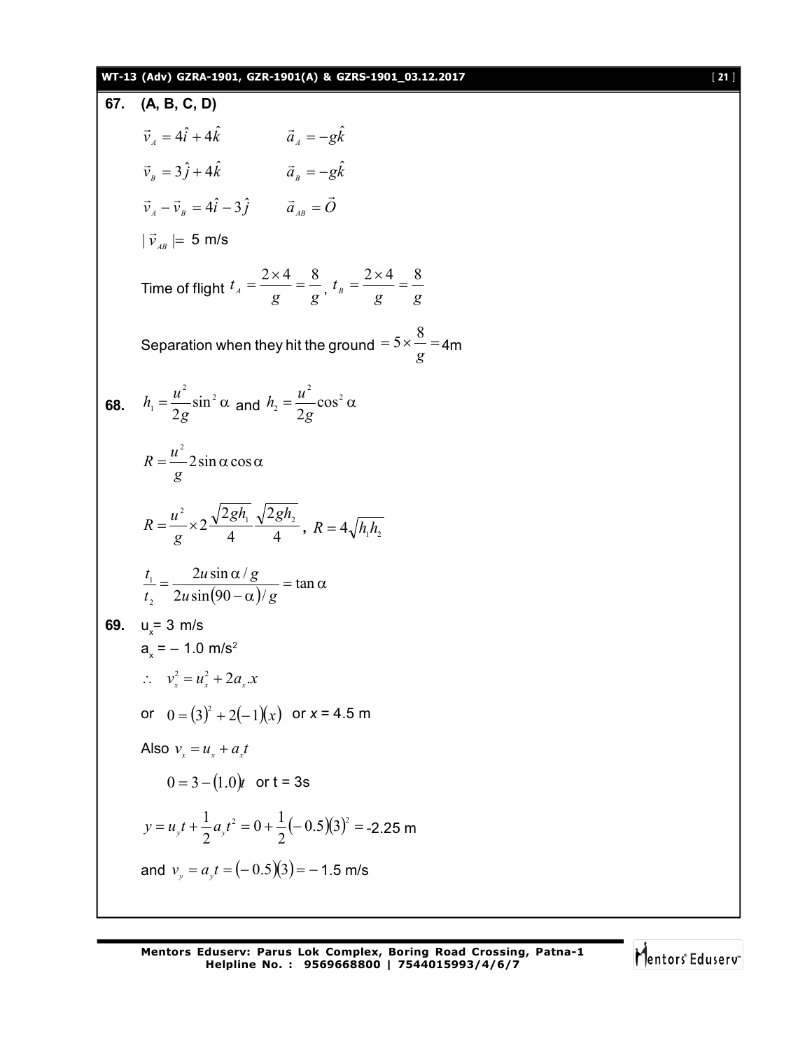**67. (A, B, C, D)**

$\vec{v}_A = 4\hat{i} + 4\hat{k}$ $\qquad \vec{a}_A = -g\hat{k}$

$\vec{v}_B = 3\hat{j} + 4\hat{k}$ $\qquad \vec{a}_B = -g\hat{k}$

$\vec{v}_A - \vec{v}_B = 4\hat{i} - 3\hat{j}$ $\qquad \vec{a}_{AB} = \vec{O}$

$|\vec{v}_{AB}| = 5$ m/s

Time of flight $t_A = \dfrac{2\times 4}{g} = \dfrac{8}{g}$, $t_B = \dfrac{2\times 4}{g} = \dfrac{8}{g}$

Separation when they hit the ground $= 5\times\dfrac{8}{g} = 4$m

**68.** $h_1 = \dfrac{u^2}{2g}\sin^2\alpha$ and $h_2 = \dfrac{u^2}{2g}\cos^2\alpha$

$$R = \frac{u^2}{g}2\sin\alpha\cos\alpha$$

$$R = \frac{u^2}{g}\times 2\frac{\sqrt{2gh_1}}{4}\frac{\sqrt{2gh_2}}{4},\ R = 4\sqrt{h_1h_2}$$

$$\frac{t_1}{t_2} = \frac{2u\sin\alpha/g}{2u\sin(90-\alpha)/g} = \tan\alpha$$

**69.** $u_x = 3$ m/s

$a_x = -1.0$ m/s$^2$

$\therefore\ v_x^2 = u_x^2 + 2a_x.x$

or $0 = (3)^2 + 2(-1)(x)$ or $x = 4.5$ m

Also $v_x = u_x + a_x t$

$0 = 3 - (1.0)t$ or t = 3s

$y = u_y t + \dfrac{1}{2}a_y t^2 = 0 + \dfrac{1}{2}(-0.5)(3)^2 = -2.25$ m

and $v_y = a_y t = (-0.5)(3) = -1.5$ m/s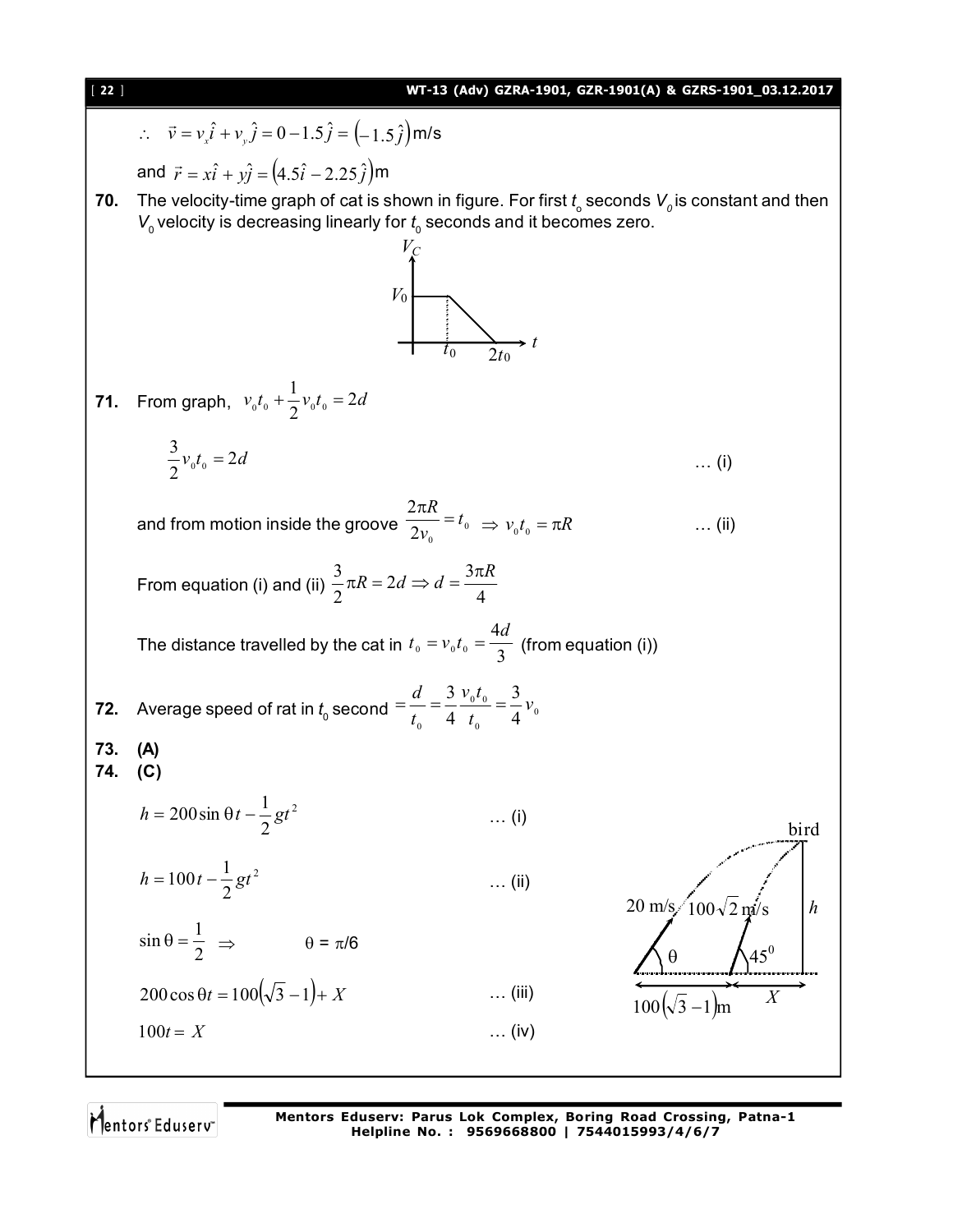$\therefore \quad \vec{v} = v_x\hat{i} + v_y\hat{j} = 0 - 1.5\hat{j} = \left(-1.5\hat{j}\right)$ m/s

and $\vec{r} = x\hat{i} + y\hat{j} = \left(4.5\hat{i} - 2.25\hat{j}\right)$m

**70.** The velocity-time graph of cat is shown in figure. For first $t_0$ seconds $V_0$ is constant and then $V_0$ velocity is decreasing linearly for $t_0$ seconds and it becomes zero.

**71.** From graph, $v_0 t_0 + \frac{1}{2} v_0 t_0 = 2d$

$$\frac{3}{2} v_0 t_0 = 2d \qquad \ldots \text{(i)}$$

and from motion inside the groove $\frac{2\pi R}{2v_0} = t_0 \Rightarrow v_0 t_0 = \pi R \qquad \ldots$ (ii)

From equation (i) and (ii) $\frac{3}{2}\pi R = 2d \Rightarrow d = \frac{3\pi R}{4}$

The distance travelled by the cat in $t_0 = v_0 t_0 = \frac{4d}{3}$ (from equation (i))

**72.** Average speed of rat in $t_0$ second $= \frac{d}{t_0} = \frac{3}{4}\frac{v_0 t_0}{t_0} = \frac{3}{4} v_0$

**73. (A)**

**74. (C)**

$$h = 200\sin\theta t - \frac{1}{2}gt^2 \qquad \ldots \text{(i)}$$

$$h = 100t - \frac{1}{2}gt^2 \qquad \ldots \text{(ii)}$$

$$\sin\theta = \frac{1}{2} \Rightarrow \qquad \theta = \pi/6$$

$$200\cos\theta t = 100\left(\sqrt{3}-1\right) + X \qquad \ldots \text{(iii)}$$

$$100t = X \qquad \ldots \text{(iv)}$$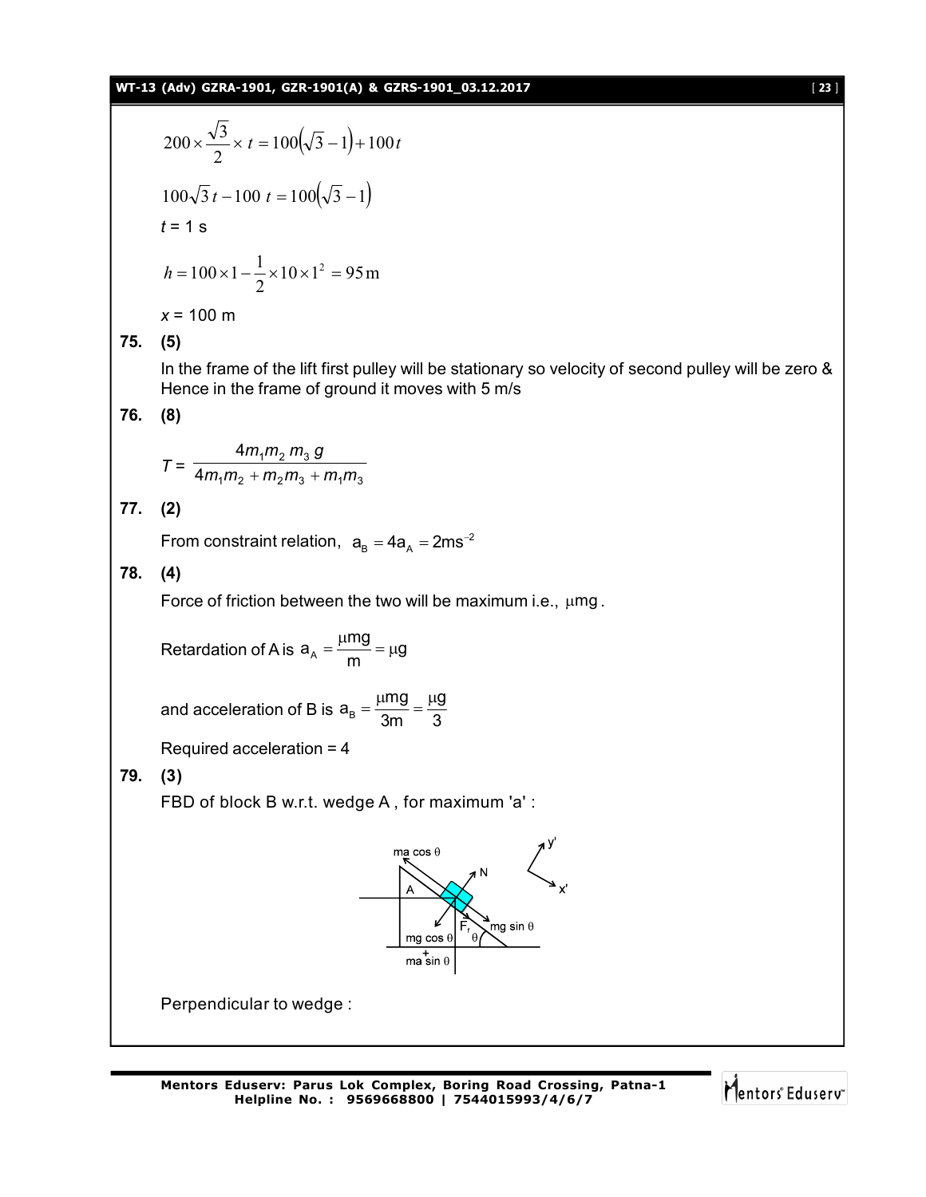$$200 \times \frac{\sqrt{3}}{2} \times t = 100\left(\sqrt{3}-1\right) + 100t$$

$$100\sqrt{3}t - 100\,t = 100\left(\sqrt{3}-1\right)$$

$t = 1$ s

$$h = 100 \times 1 - \frac{1}{2} \times 10 \times 1^2 = 95\,\text{m}$$

$x = 100$ m

**75. (5)**

In the frame of the lift first pulley will be stationary so velocity of second pulley will be zero & Hence in the frame of ground it moves with 5 m/s

**76. (8)**

$$T = \frac{4m_1m_2\,m_3\,g}{4m_1m_2 + m_2m_3 + m_1m_3}$$

**77. (2)**

From constraint relation, $a_B = 4a_A = 2\text{ms}^{-2}$

**78. (4)**

Force of friction between the two will be maximum i.e., $\mu mg$.

Retardation of A is $a_A = \frac{\mu mg}{m} = \mu g$

and acceleration of B is $a_B = \frac{\mu mg}{3m} = \frac{\mu g}{3}$

Required acceleration = 4

**79. (3)**

FBD of block B w.r.t. wedge A , for maximum 'a' :

Perpendicular to wedge :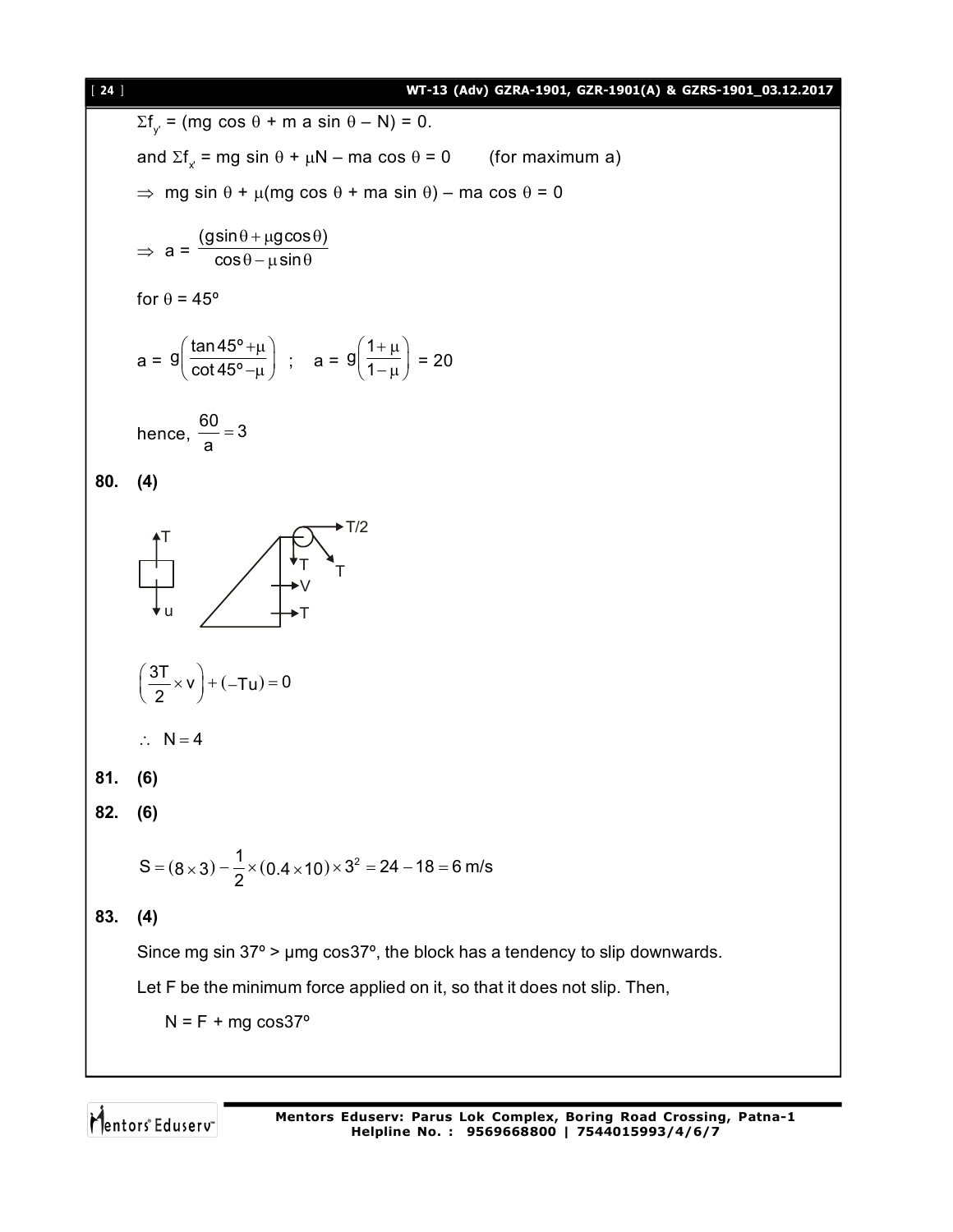$\Sigma f_{y'} = (mg \cos\theta + m a \sin\theta - N) = 0.$

and $\Sigma f_{x'} = mg \sin\theta + \mu N - ma \cos\theta = 0$ (for maximum a)

$\Rightarrow$ $mg \sin\theta + \mu(mg \cos\theta + ma \sin\theta) - ma \cos\theta = 0$

$$\Rightarrow \; a = \frac{(g\sin\theta + \mu g\cos\theta)}{\cos\theta - \mu\sin\theta}$$

for $\theta = 45^\circ$

$$a = g\left(\frac{\tan 45^\circ + \mu}{\cot 45^\circ - \mu}\right) \; ; \quad a = g\left(\frac{1+\mu}{1-\mu}\right) = 20$$

hence, $\frac{60}{a} = 3$

**80. (4)**

$$\left(\frac{3T}{2} \times v\right) + (-Tu) = 0$$

$\therefore \; N = 4$

**81. (6)**

**82. (6)**

$$S = (8 \times 3) - \frac{1}{2} \times (0.4 \times 10) \times 3^2 = 24 - 18 = 6 \text{ m/s}$$

**83. (4)**

Since mg sin 37° > μmg cos37°, the block has a tendency to slip downwards.

Let F be the minimum force applied on it, so that it does not slip. Then,

$N = F + mg \cos 37^\circ$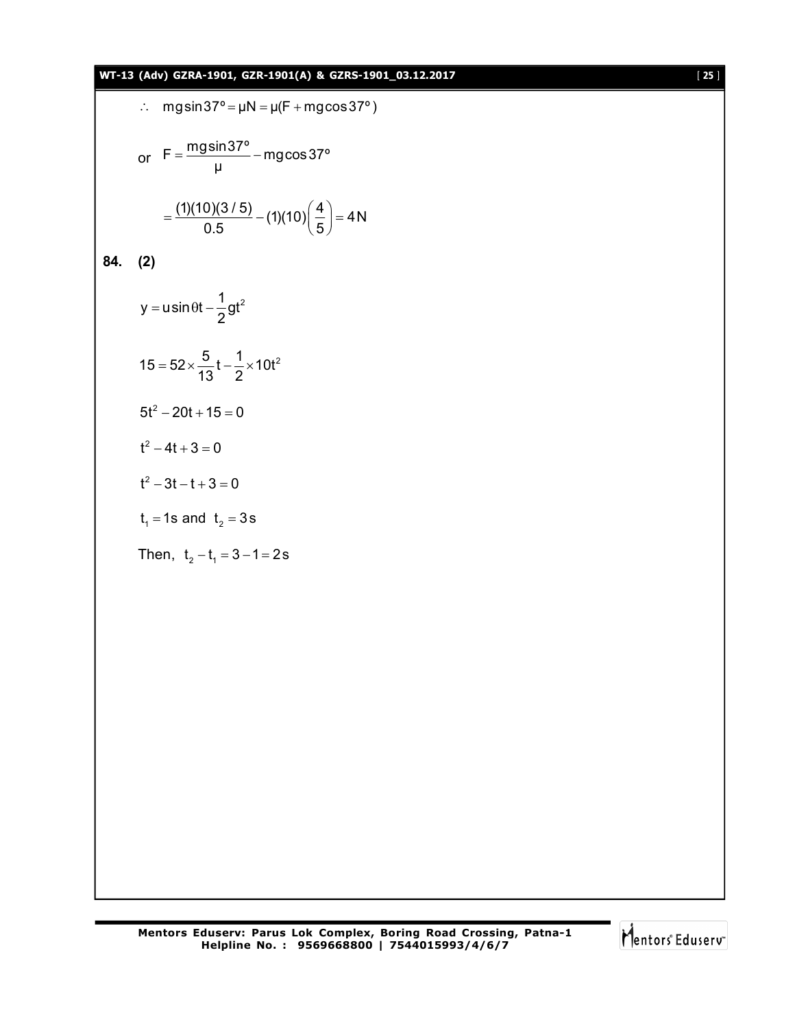$\therefore \quad mg\sin 37° = \mu N = \mu(F + mg\cos 37°)$

or $\quad F = \dfrac{mg\sin 37°}{\mu} - mg\cos 37°$

$$= \frac{(1)(10)(3/5)}{0.5} - (1)(10)\left(\frac{4}{5}\right) = 4\,\text{N}$$

**84. (2)**

$$y = u\sin\theta t - \frac{1}{2}gt^2$$

$$15 = 52 \times \frac{5}{13}t - \frac{1}{2} \times 10t^2$$

$$5t^2 - 20t + 15 = 0$$

$$t^2 - 4t + 3 = 0$$

$$t^2 - 3t - t + 3 = 0$$

$t_1 = 1\text{s}$ and $t_2 = 3\text{s}$

Then, $t_2 - t_1 = 3 - 1 = 2\,\text{s}$